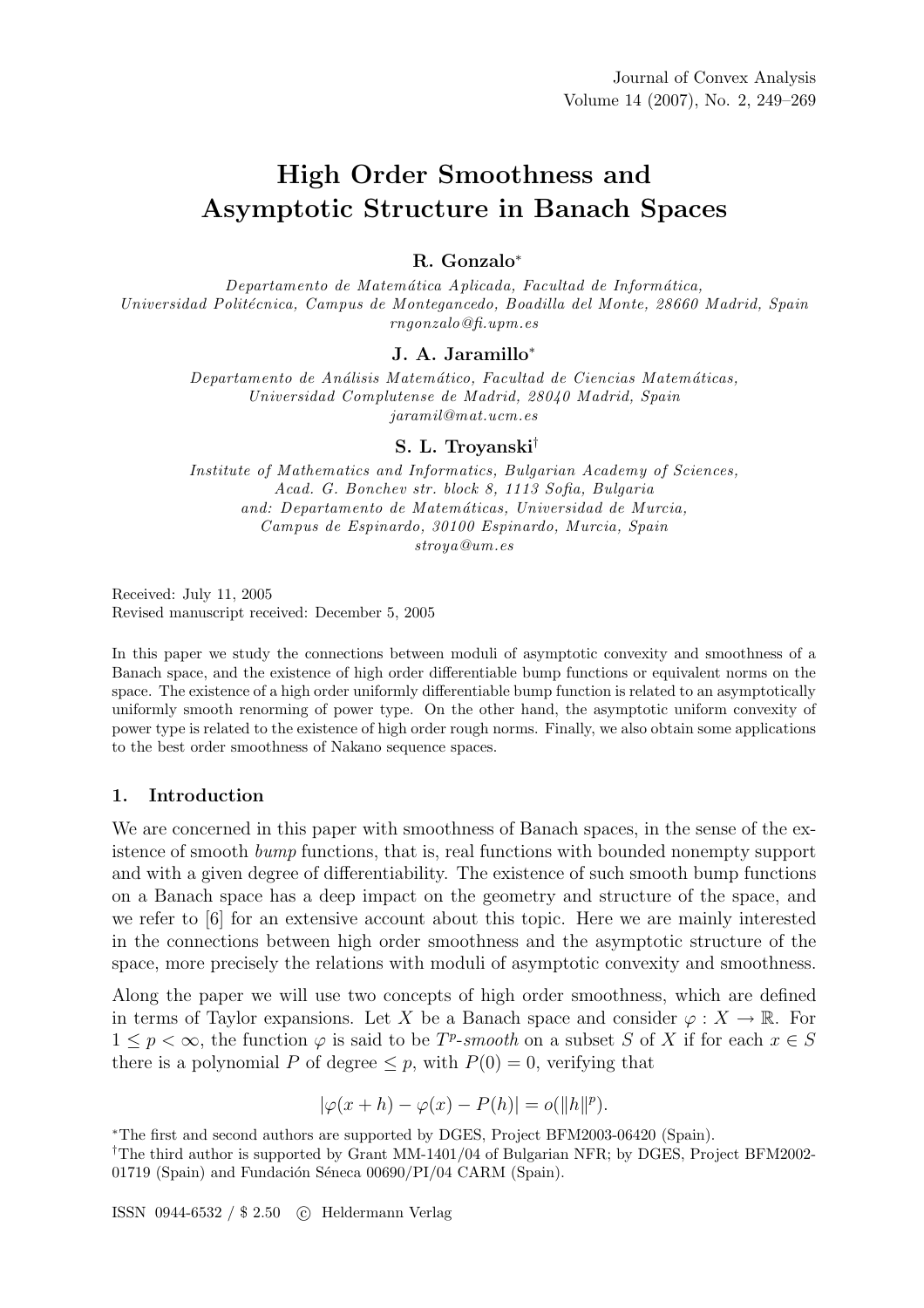# High Order Smoothness and Asymptotic Structure in Banach Spaces

**R. Gonzalo***

*Departamento de Matemática Aplicada, Facultad de Informática, Universidad Politécnica, Campus de Montegancedo, Boadilla del Monte, 28660 Madrid, Spain*
*rngonzalo@fi.upm.es*

**J. A. Jaramillo***

*Departamento de Análisis Matemático, Facultad de Ciencias Matemáticas, Universidad Complutense de Madrid, 28040 Madrid, Spain*
*jaramil@mat.ucm.es*

**S. L. Troyanski†**

*Institute of Mathematics and Informatics, Bulgarian Academy of Sciences, Acad. G. Bonchev str. block 8, 1113 Sofia, Bulgaria*
*and: Departamento de Matemáticas, Universidad de Murcia, Campus de Espinardo, 30100 Espinardo, Murcia, Spain*
*stroya@um.es*

Received: July 11, 2005
Revised manuscript received: December 5, 2005

In this paper we study the connections between moduli of asymptotic convexity and smoothness of a Banach space, and the existence of high order differentiable bump functions or equivalent norms on the space. The existence of a high order uniformly differentiable bump function is related to an asymptotically uniformly smooth renorming of power type. On the other hand, the asymptotic uniform convexity of power type is related to the existence of high order rough norms. Finally, we also obtain some applications to the best order smoothness of Nakano sequence spaces.

## 1. Introduction

We are concerned in this paper with smoothness of Banach spaces, in the sense of the existence of smooth *bump* functions, that is, real functions with bounded nonempty support and with a given degree of differentiability. The existence of such smooth bump functions on a Banach space has a deep impact on the geometry and structure of the space, and we refer to [6] for an extensive account about this topic. Here we are mainly interested in the connections between high order smoothness and the asymptotic structure of the space, more precisely the relations with moduli of asymptotic convexity and smoothness.

Along the paper we will use two concepts of high order smoothness, which are defined in terms of Taylor expansions. Let $X$ be a Banach space and consider $\varphi : X \to \mathbb{R}$. For $1 \leq p < \infty$, the function $\varphi$ is said to be $T^p$*-smooth* on a subset $S$ of $X$ if for each $x \in S$ there is a polynomial $P$ of degree $\leq p$, with $P(0) = 0$, verifying that

$$|\varphi(x+h) - \varphi(x) - P(h)| = o(\|h\|^p).$$

*The first and second authors are supported by DGES, Project BFM2003-06420 (Spain).
†The third author is supported by Grant MM-1401/04 of Bulgarian NFR; by DGES, Project BFM2002-01719 (Spain) and Fundación Séneca 00690/PI/04 CARM (Spain).

ISSN 0944-6532 / $ 2.50 © Heldermann Verlag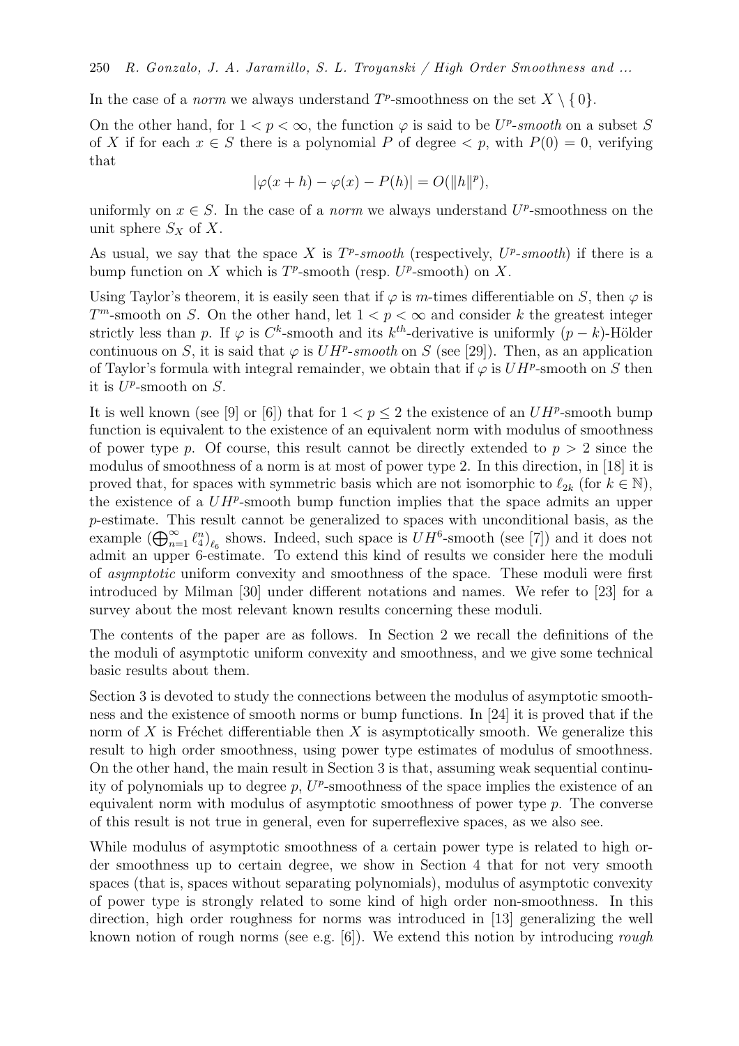In the case of a *norm* we always understand $T^p$-smoothness on the set $X \setminus \{0\}$.

On the other hand, for $1 < p < \infty$, the function $\varphi$ is said to be *$U^p$-smooth* on a subset $S$ of $X$ if for each $x \in S$ there is a polynomial $P$ of degree $< p$, with $P(0) = 0$, verifying that

$$|\varphi(x+h) - \varphi(x) - P(h)| = O(\|h\|^p),$$

uniformly on $x \in S$. In the case of a *norm* we always understand $U^p$-smoothness on the unit sphere $S_X$ of $X$.

As usual, we say that the space $X$ is *$T^p$-smooth* (respectively, *$U^p$-smooth*) if there is a bump function on $X$ which is $T^p$-smooth (resp. $U^p$-smooth) on $X$.

Using Taylor's theorem, it is easily seen that if $\varphi$ is $m$-times differentiable on $S$, then $\varphi$ is $T^m$-smooth on $S$. On the other hand, let $1 < p < \infty$ and consider $k$ the greatest integer strictly less than $p$. If $\varphi$ is $C^k$-smooth and its $k^{th}$-derivative is uniformly $(p-k)$-Hölder continuous on $S$, it is said that $\varphi$ is *$UH^p$-smooth* on $S$ (see [29]). Then, as an application of Taylor's formula with integral remainder, we obtain that if $\varphi$ is $UH^p$-smooth on $S$ then it is $U^p$-smooth on $S$.

It is well known (see [9] or [6]) that for $1 < p \leq 2$ the existence of an $UH^p$-smooth bump function is equivalent to the existence of an equivalent norm with modulus of smoothness of power type $p$. Of course, this result cannot be directly extended to $p > 2$ since the modulus of smoothness of a norm is at most of power type 2. In this direction, in [18] it is proved that, for spaces with symmetric basis which are not isomorphic to $\ell_{2k}$ (for $k \in \mathbb{N}$), the existence of a $UH^p$-smooth bump function implies that the space admits an upper $p$-estimate. This result cannot be generalized to spaces with unconditional basis, as the example $(\bigoplus_{n=1}^{\infty} \ell_4^n)_{\ell_6}$ shows. Indeed, such space is $UH^6$-smooth (see [7]) and it does not admit an upper 6-estimate. To extend this kind of results we consider here the moduli of *asymptotic* uniform convexity and smoothness of the space. These moduli were first introduced by Milman [30] under different notations and names. We refer to [23] for a survey about the most relevant known results concerning these moduli.

The contents of the paper are as follows. In Section 2 we recall the definitions of the the moduli of asymptotic uniform convexity and smoothness, and we give some technical basic results about them.

Section 3 is devoted to study the connections between the modulus of asymptotic smoothness and the existence of smooth norms or bump functions. In [24] it is proved that if the norm of $X$ is Fréchet differentiable then $X$ is asymptotically smooth. We generalize this result to high order smoothness, using power type estimates of modulus of smoothness. On the other hand, the main result in Section 3 is that, assuming weak sequential continuity of polynomials up to degree $p$, $U^p$-smoothness of the space implies the existence of an equivalent norm with modulus of asymptotic smoothness of power type $p$. The converse of this result is not true in general, even for superreflexive spaces, as we also see.

While modulus of asymptotic smoothness of a certain power type is related to high order smoothness up to certain degree, we show in Section 4 that for not very smooth spaces (that is, spaces without separating polynomials), modulus of asymptotic convexity of power type is strongly related to some kind of high order non-smoothness. In this direction, high order roughness for norms was introduced in [13] generalizing the well known notion of rough norms (see e.g. [6]). We extend this notion by introducing *rough*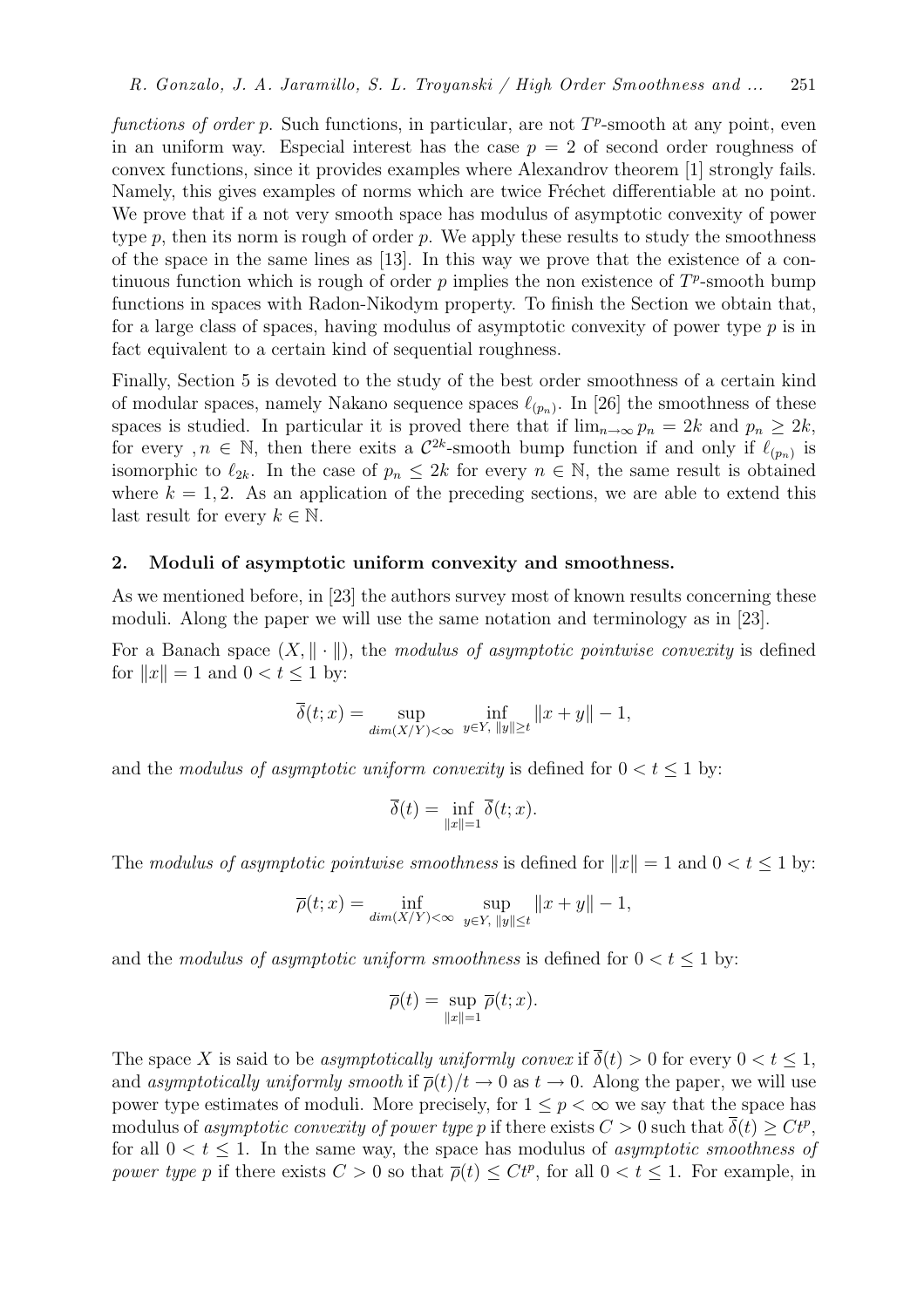*functions of order p*. Such functions, in particular, are not $T^p$-smooth at any point, even in an uniform way. Especial interest has the case $p = 2$ of second order roughness of convex functions, since it provides examples where Alexandrov theorem [1] strongly fails. Namely, this gives examples of norms which are twice Fréchet differentiable at no point. We prove that if a not very smooth space has modulus of asymptotic convexity of power type $p$, then its norm is rough of order $p$. We apply these results to study the smoothness of the space in the same lines as [13]. In this way we prove that the existence of a continuous function which is rough of order $p$ implies the non existence of $T^p$-smooth bump functions in spaces with Radon-Nikodym property. To finish the Section we obtain that, for a large class of spaces, having modulus of asymptotic convexity of power type $p$ is in fact equivalent to a certain kind of sequential roughness.

Finally, Section 5 is devoted to the study of the best order smoothness of a certain kind of modular spaces, namely Nakano sequence spaces $\ell_{(p_n)}$. In [26] the smoothness of these spaces is studied. In particular it is proved there that if $\lim_{n\to\infty} p_n = 2k$ and $p_n \geq 2k$, for every $, n \in \mathbb{N}$, then there exits a $\mathcal{C}^{2k}$-smooth bump function if and only if $\ell_{(p_n)}$ is isomorphic to $\ell_{2k}$. In the case of $p_n \leq 2k$ for every $n \in \mathbb{N}$, the same result is obtained where $k = 1, 2$. As an application of the preceding sections, we are able to extend this last result for every $k \in \mathbb{N}$.

## 2. Moduli of asymptotic uniform convexity and smoothness.

As we mentioned before, in [23] the authors survey most of known results concerning these moduli. Along the paper we will use the same notation and terminology as in [23].

For a Banach space $(X, \|\cdot\|)$, the *modulus of asymptotic pointwise convexity* is defined for $\|x\| = 1$ and $0 < t \leq 1$ by:

$$\overline{\delta}(t; x) = \sup_{dim(X/Y)<\infty} \; \inf_{y\in Y,\, \|y\|\geq t} \|x + y\| - 1,$$

and the *modulus of asymptotic uniform convexity* is defined for $0 < t \leq 1$ by:

$$\overline{\delta}(t) = \inf_{\|x\|=1} \overline{\delta}(t; x).$$

The *modulus of asymptotic pointwise smoothness* is defined for $\|x\| = 1$ and $0 < t \leq 1$ by:

$$\overline{\rho}(t; x) = \inf_{dim(X/Y)<\infty} \; \sup_{y\in Y,\, \|y\|\leq t} \|x + y\| - 1,$$

and the *modulus of asymptotic uniform smoothness* is defined for $0 < t \leq 1$ by:

$$\overline{\rho}(t) = \sup_{\|x\|=1} \overline{\rho}(t; x).$$

The space $X$ is said to be *asymptotically uniformly convex* if $\overline{\delta}(t) > 0$ for every $0 < t \leq 1$, and *asymptotically uniformly smooth* if $\overline{\rho}(t)/t \to 0$ as $t \to 0$. Along the paper, we will use power type estimates of moduli. More precisely, for $1 \leq p < \infty$ we say that the space has modulus of *asymptotic convexity of power type p* if there exists $C > 0$ such that $\overline{\delta}(t) \geq Ct^p$, for all $0 < t \leq 1$. In the same way, the space has modulus of *asymptotic smoothness of power type p* if there exists $C > 0$ so that $\overline{\rho}(t) \leq Ct^p$, for all $0 < t \leq 1$. For example, in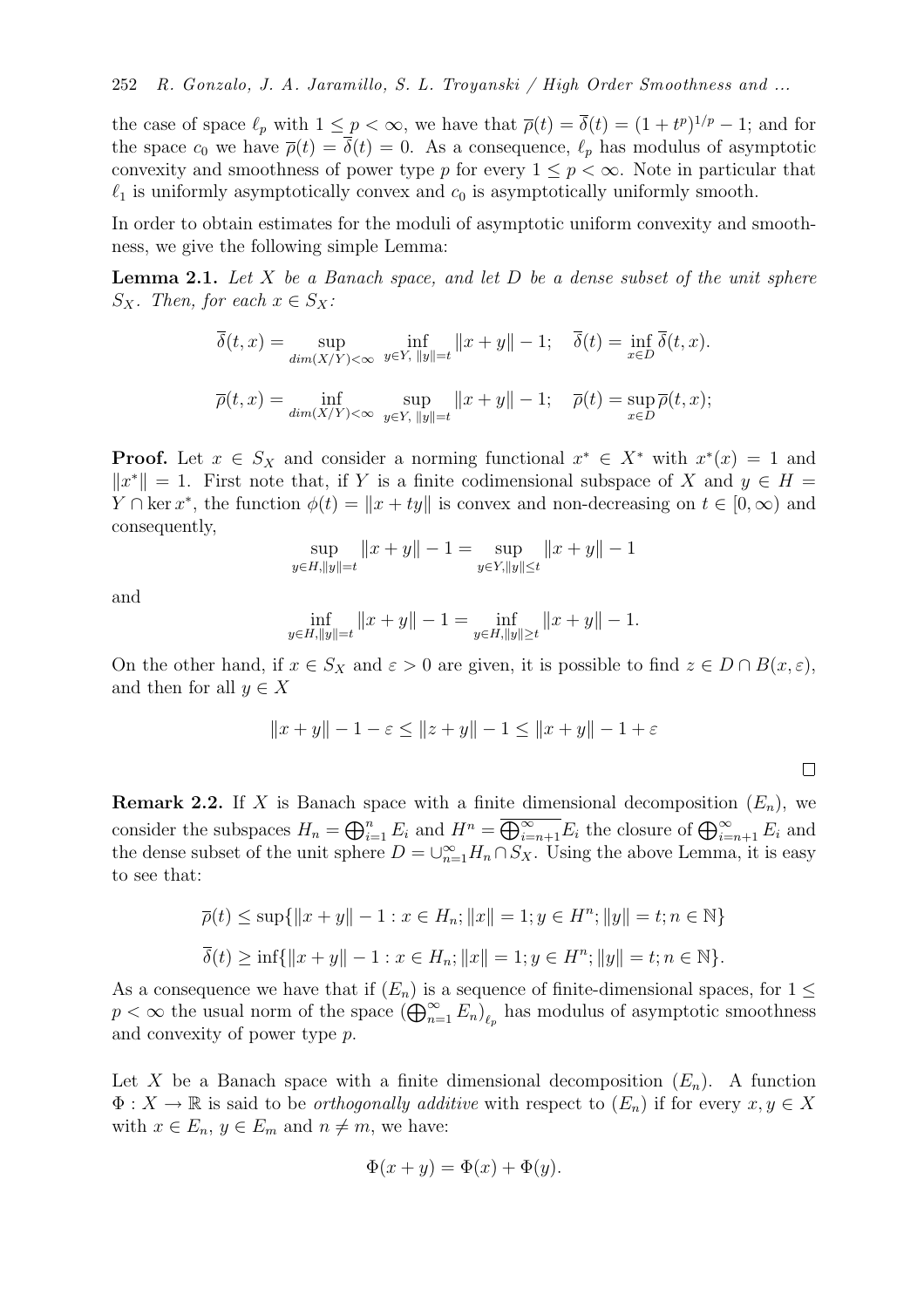the case of space $\ell_p$ with $1 \leq p < \infty$, we have that $\overline{\rho}(t) = \overline{\delta}(t) = (1+t^p)^{1/p} - 1$; and for the space $c_0$ we have $\overline{\rho}(t) = \overline{\delta}(t) = 0$. As a consequence, $\ell_p$ has modulus of asymptotic convexity and smoothness of power type $p$ for every $1 \leq p < \infty$. Note in particular that $\ell_1$ is uniformly asymptotically convex and $c_0$ is asymptotically uniformly smooth.

In order to obtain estimates for the moduli of asymptotic uniform convexity and smoothness, we give the following simple Lemma:

**Lemma 2.1.** *Let $X$ be a Banach space, and let $D$ be a dense subset of the unit sphere $S_X$. Then, for each $x \in S_X$:*

$$\overline{\delta}(t,x) = \sup_{dim(X/Y)<\infty} \inf_{y \in Y,\, \|y\|=t} \|x+y\| - 1; \quad \overline{\delta}(t) = \inf_{x \in D} \overline{\delta}(t,x).$$

$$\overline{\rho}(t,x) = \inf_{dim(X/Y)<\infty} \sup_{y \in Y,\, \|y\|=t} \|x+y\| - 1; \quad \overline{\rho}(t) = \sup_{x \in D} \overline{\rho}(t,x);$$

**Proof.** Let $x \in S_X$ and consider a norming functional $x^* \in X^*$ with $x^*(x) = 1$ and $\|x^*\| = 1$. First note that, if $Y$ is a finite codimensional subspace of $X$ and $y \in H = Y \cap \ker x^*$, the function $\phi(t) = \|x + ty\|$ is convex and non-decreasing on $t \in [0, \infty)$ and consequently,

$$\sup_{y \in H, \|y\|=t} \|x+y\| - 1 = \sup_{y \in Y, \|y\| \leq t} \|x+y\| - 1$$

and

$$\inf_{y \in H, \|y\|=t} \|x+y\| - 1 = \inf_{y \in H, \|y\| \geq t} \|x+y\| - 1.$$

On the other hand, if $x \in S_X$ and $\varepsilon > 0$ are given, it is possible to find $z \in D \cap B(x, \varepsilon)$, and then for all $y \in X$

$$\|x+y\| - 1 - \varepsilon \leq \|z+y\| - 1 \leq \|x+y\| - 1 + \varepsilon$$

$\square$

**Remark 2.2.** If $X$ is Banach space with a finite dimensional decomposition $(E_n)$, we consider the subspaces $H_n = \bigoplus_{i=1}^n E_i$ and $H^n = \overline{\bigoplus_{i=n+1}^\infty E_i}$ the closure of $\bigoplus_{i=n+1}^\infty E_i$ and the dense subset of the unit sphere $D = \cup_{n=1}^\infty H_n \cap S_X$. Using the above Lemma, it is easy to see that:

$$\overline{\rho}(t) \leq \sup\{\|x+y\| - 1 : x \in H_n; \|x\| = 1; y \in H^n; \|y\| = t; n \in \mathbb{N}\}$$

$$\overline{\delta}(t) \geq \inf\{\|x+y\| - 1 : x \in H_n; \|x\| = 1; y \in H^n; \|y\| = t; n \in \mathbb{N}\}.$$

As a consequence we have that if $(E_n)$ is a sequence of finite-dimensional spaces, for $1 \leq p < \infty$ the usual norm of the space $(\bigoplus_{n=1}^\infty E_n)_{\ell_p}$ has modulus of asymptotic smoothness and convexity of power type $p$.

Let $X$ be a Banach space with a finite dimensional decomposition $(E_n)$. A function $\Phi : X \to \mathbb{R}$ is said to be *orthogonally additive* with respect to $(E_n)$ if for every $x, y \in X$ with $x \in E_n$, $y \in E_m$ and $n \neq m$, we have:

$$\Phi(x+y) = \Phi(x) + \Phi(y).$$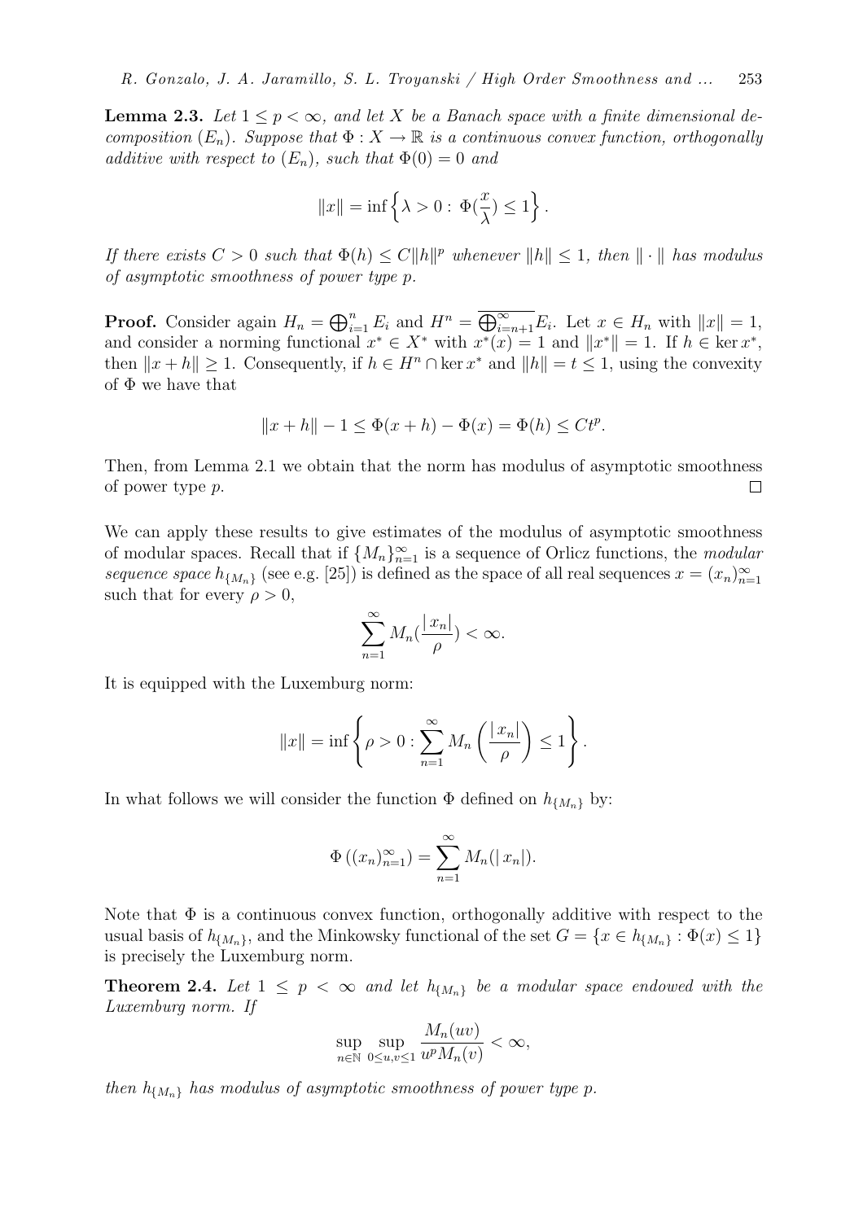**Lemma 2.3.** *Let $1 \leq p < \infty$, and let $X$ be a Banach space with a finite dimensional decomposition $(E_n)$. Suppose that $\Phi : X \to \mathbb{R}$ is a continuous convex function, orthogonally additive with respect to $(E_n)$, such that $\Phi(0) = 0$ and*

$$\|x\| = \inf\left\{\lambda > 0 : \Phi(\frac{x}{\lambda}) \leq 1\right\}.$$

*If there exists $C > 0$ such that $\Phi(h) \leq C\|h\|^p$ whenever $\|h\| \leq 1$, then $\|\cdot\|$ has modulus of asymptotic smoothness of power type $p$.*

**Proof.** Consider again $H_n = \bigoplus_{i=1}^n E_i$ and $H^n = \overline{\bigoplus_{i=n+1}^\infty E_i}$. Let $x \in H_n$ with $\|x\| = 1$, and consider a norming functional $x^* \in X^*$ with $x^*(x) = 1$ and $\|x^*\| = 1$. If $h \in \ker x^*$, then $\|x + h\| \geq 1$. Consequently, if $h \in H^n \cap \ker x^*$ and $\|h\| = t \leq 1$, using the convexity of $\Phi$ we have that

$$\|x + h\| - 1 \leq \Phi(x + h) - \Phi(x) = \Phi(h) \leq Ct^p.$$

Then, from Lemma 2.1 we obtain that the norm has modulus of asymptotic smoothness of power type $p$. $\square$

We can apply these results to give estimates of the modulus of asymptotic smoothness of modular spaces. Recall that if $\{M_n\}_{n=1}^\infty$ is a sequence of Orlicz functions, the *modular sequence space* $h_{\{M_n\}}$ (see e.g. [25]) is defined as the space of all real sequences $x = (x_n)_{n=1}^\infty$ such that for every $\rho > 0$,

$$\sum_{n=1}^\infty M_n(\frac{|x_n|}{\rho}) < \infty.$$

It is equipped with the Luxemburg norm:

$$\|x\| = \inf\left\{\rho > 0 : \sum_{n=1}^\infty M_n\left(\frac{|x_n|}{\rho}\right) \leq 1\right\}.$$

In what follows we will consider the function $\Phi$ defined on $h_{\{M_n\}}$ by:

$$\Phi\left((x_n)_{n=1}^\infty\right) = \sum_{n=1}^\infty M_n(|x_n|).$$

Note that $\Phi$ is a continuous convex function, orthogonally additive with respect to the usual basis of $h_{\{M_n\}}$, and the Minkowsky functional of the set $G = \{x \in h_{\{M_n\}} : \Phi(x) \leq 1\}$ is precisely the Luxemburg norm.

**Theorem 2.4.** *Let $1 \leq p < \infty$ and let $h_{\{M_n\}}$ be a modular space endowed with the Luxemburg norm. If*

$$\sup_{n\in\mathbb{N}} \sup_{0\leq u,v\leq 1} \frac{M_n(uv)}{u^p M_n(v)} < \infty,$$

*then $h_{\{M_n\}}$ has modulus of asymptotic smoothness of power type $p$.*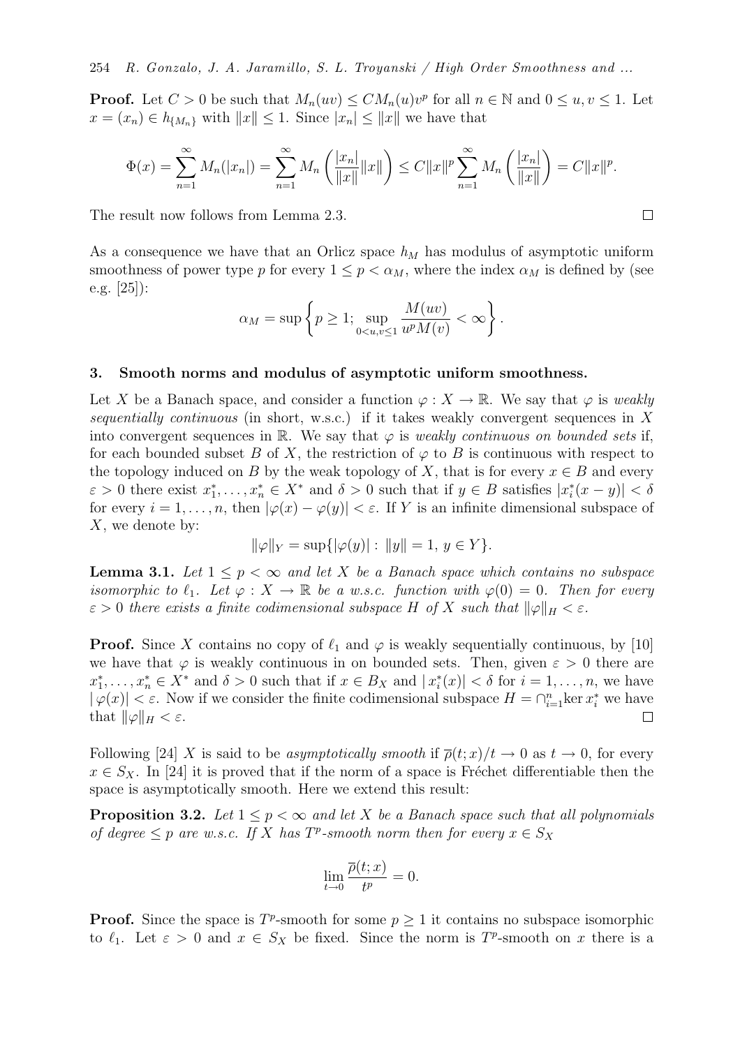**Proof.** Let $C > 0$ be such that $M_n(uv) \le CM_n(u)v^p$ for all $n \in \mathbb{N}$ and $0 \le u, v \le 1$. Let $x = (x_n) \in h_{\{M_n\}}$ with $\|x\| \le 1$. Since $|x_n| \le \|x\|$ we have that

$$\Phi(x) = \sum_{n=1}^{\infty} M_n(|x_n|) = \sum_{n=1}^{\infty} M_n\left(\frac{|x_n|}{\|x\|}\|x\|\right) \le C\|x\|^p \sum_{n=1}^{\infty} M_n\left(\frac{|x_n|}{\|x\|}\right) = C\|x\|^p.$$

The result now follows from Lemma 2.3. $\square$

As a consequence we have that an Orlicz space $h_M$ has modulus of asymptotic uniform smoothness of power type $p$ for every $1 \le p < \alpha_M$, where the index $\alpha_M$ is defined by (see e.g. [25]):

$$\alpha_M = \sup\left\{p \ge 1; \sup_{0<u,v\le 1} \frac{M(uv)}{u^p M(v)} < \infty\right\}.$$

## 3. Smooth norms and modulus of asymptotic uniform smoothness.

Let $X$ be a Banach space, and consider a function $\varphi : X \to \mathbb{R}$. We say that $\varphi$ is *weakly sequentially continuous* (in short, w.s.c.) if it takes weakly convergent sequences in $X$ into convergent sequences in $\mathbb{R}$. We say that $\varphi$ is *weakly continuous on bounded sets* if, for each bounded subset $B$ of $X$, the restriction of $\varphi$ to $B$ is continuous with respect to the topology induced on $B$ by the weak topology of $X$, that is for every $x \in B$ and every $\varepsilon > 0$ there exist $x_1^*, \dots, x_n^* \in X^*$ and $\delta > 0$ such that if $y \in B$ satisfies $|x_i^*(x-y)| < \delta$ for every $i = 1, \dots, n$, then $|\varphi(x) - \varphi(y)| < \varepsilon$. If $Y$ is an infinite dimensional subspace of $X$, we denote by:

$$\|\varphi\|_Y = \sup\{|\varphi(y)| : \|y\| = 1, y \in Y\}.$$

**Lemma 3.1.** *Let $1 \le p < \infty$ and let $X$ be a Banach space which contains no subspace isomorphic to $\ell_1$. Let $\varphi : X \to \mathbb{R}$ be a w.s.c. function with $\varphi(0) = 0$. Then for every $\varepsilon > 0$ there exists a finite codimensional subspace $H$ of $X$ such that $\|\varphi\|_H < \varepsilon$.*

**Proof.** Since $X$ contains no copy of $\ell_1$ and $\varphi$ is weakly sequentially continuous, by [10] we have that $\varphi$ is weakly continuous in on bounded sets. Then, given $\varepsilon > 0$ there are $x_1^*, \dots, x_n^* \in X^*$ and $\delta > 0$ such that if $x \in B_X$ and $|x_i^*(x)| < \delta$ for $i = 1, \dots, n$, we have $|\varphi(x)| < \varepsilon$. Now if we consider the finite codimensional subspace $H = \cap_{i=1}^n \ker x_i^*$ we have that $\|\varphi\|_H < \varepsilon$. $\square$

Following [24] $X$ is said to be *asymptotically smooth* if $\overline{\rho}(t; x)/t \to 0$ as $t \to 0$, for every $x \in S_X$. In [24] it is proved that if the norm of a space is Fréchet differentiable then the space is asymptotically smooth. Here we extend this result:

**Proposition 3.2.** *Let $1 \le p < \infty$ and let $X$ be a Banach space such that all polynomials of degree $\le p$ are w.s.c. If $X$ has $T^p$-smooth norm then for every $x \in S_X$*

$$\lim_{t \to 0} \frac{\overline{\rho}(t; x)}{t^p} = 0.$$

**Proof.** Since the space is $T^p$-smooth for some $p \ge 1$ it contains no subspace isomorphic to $\ell_1$. Let $\varepsilon > 0$ and $x \in S_X$ be fixed. Since the norm is $T^p$-smooth on $x$ there is a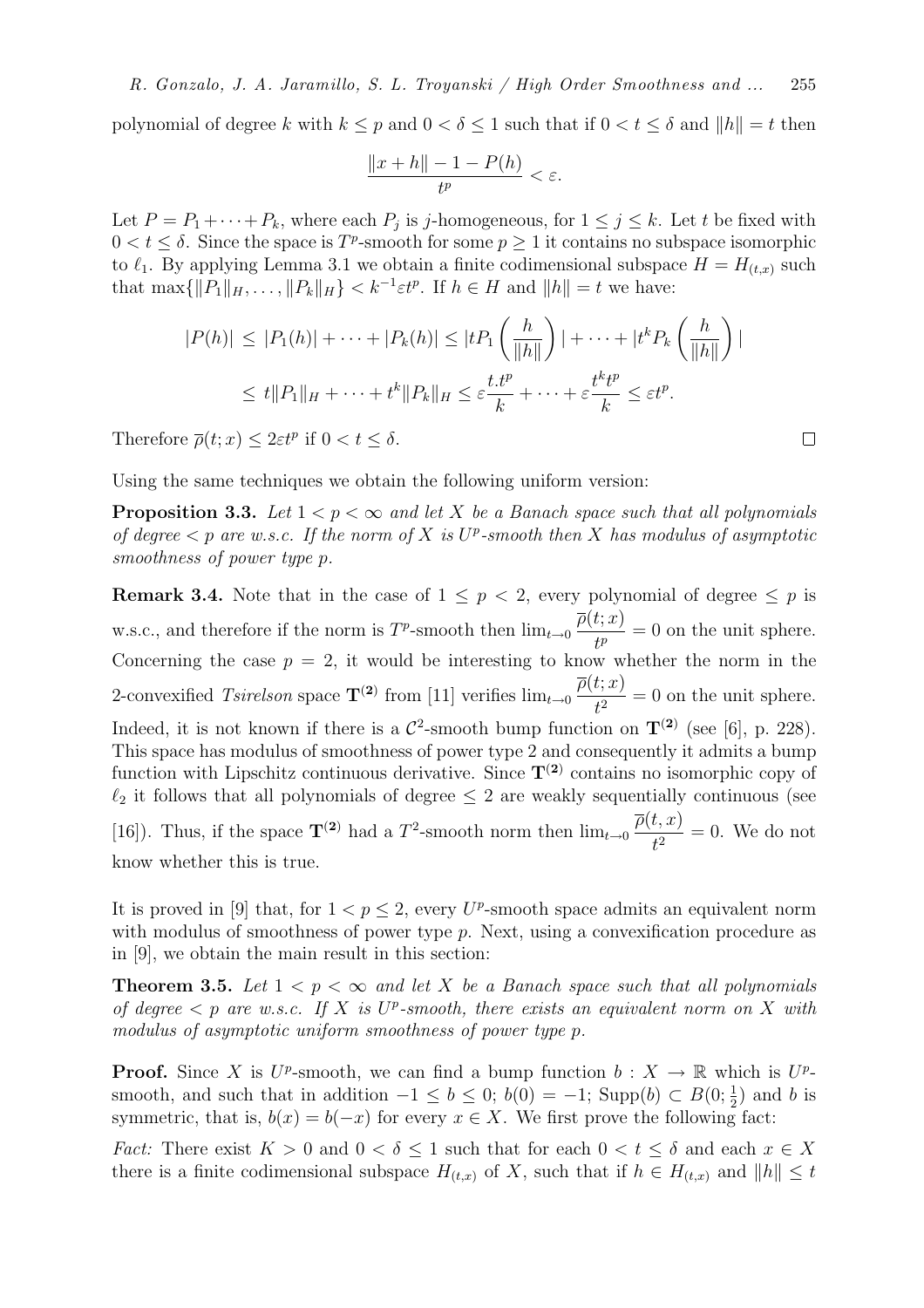polynomial of degree $k$ with $k \leq p$ and $0 < \delta \leq 1$ such that if $0 < t \leq \delta$ and $\|h\| = t$ then

$$\frac{\|x+h\| - 1 - P(h)}{t^p} < \varepsilon.$$

Let $P = P_1 + \cdots + P_k$, where each $P_j$ is $j$-homogeneous, for $1 \leq j \leq k$. Let $t$ be fixed with $0 < t \leq \delta$. Since the space is $T^p$-smooth for some $p \geq 1$ it contains no subspace isomorphic to $\ell_1$. By applying Lemma 3.1 we obtain a finite codimensional subspace $H = H_{(t,x)}$ such that $\max\{\|P_1\|_H, \ldots, \|P_k\|_H\} < k^{-1}\varepsilon t^p$. If $h \in H$ and $\|h\| = t$ we have:

$$\begin{aligned}
|P(h)| &\leq |P_1(h)| + \cdots + |P_k(h)| \leq |tP_1\left(\frac{h}{\|h\|}\right)| + \cdots + |t^k P_k\left(\frac{h}{\|h\|}\right)| \\
&\leq t\|P_1\|_H + \cdots + t^k\|P_k\|_H \leq \varepsilon\frac{t.t^p}{k} + \cdots + \varepsilon\frac{t^k t^p}{k} \leq \varepsilon t^p.
\end{aligned}$$

Therefore $\overline{\rho}(t;x) \leq 2\varepsilon t^p$ if $0 < t \leq \delta$. $\square$

Using the same techniques we obtain the following uniform version:

**Proposition 3.3.** *Let $1 < p < \infty$ and let $X$ be a Banach space such that all polynomials of degree $< p$ are w.s.c. If the norm of $X$ is $U^p$-smooth then $X$ has modulus of asymptotic smoothness of power type $p$.*

**Remark 3.4.** Note that in the case of $1 \leq p < 2$, every polynomial of degree $\leq p$ is w.s.c., and therefore if the norm is $T^p$-smooth then $\lim_{t\to 0} \dfrac{\overline{\rho}(t;x)}{t^p} = 0$ on the unit sphere. Concerning the case $p = 2$, it would be interesting to know whether the norm in the 2-convexified *Tsirelson* space $\mathbf{T^{(2)}}$ from [11] verifies $\lim_{t\to 0} \dfrac{\overline{\rho}(t;x)}{t^2} = 0$ on the unit sphere. Indeed, it is not known if there is a $\mathcal{C}^2$-smooth bump function on $\mathbf{T^{(2)}}$ (see [6], p. 228). This space has modulus of smoothness of power type 2 and consequently it admits a bump function with Lipschitz continuous derivative. Since $\mathbf{T^{(2)}}$ contains no isomorphic copy of $\ell_2$ it follows that all polynomials of degree $\leq 2$ are weakly sequentially continuous (see [16]). Thus, if the space $\mathbf{T^{(2)}}$ had a $T^2$-smooth norm then $\lim_{t\to 0} \dfrac{\overline{\rho}(t,x)}{t^2} = 0$. We do not know whether this is true.

It is proved in [9] that, for $1 < p \leq 2$, every $U^p$-smooth space admits an equivalent norm with modulus of smoothness of power type $p$. Next, using a convexification procedure as in [9], we obtain the main result in this section:

**Theorem 3.5.** *Let $1 < p < \infty$ and let $X$ be a Banach space such that all polynomials of degree $< p$ are w.s.c. If $X$ is $U^p$-smooth, there exists an equivalent norm on $X$ with modulus of asymptotic uniform smoothness of power type $p$.*

**Proof.** Since $X$ is $U^p$-smooth, we can find a bump function $b : X \to \mathbb{R}$ which is $U^p$-smooth, and such that in addition $-1 \leq b \leq 0$; $b(0) = -1$; $\mathrm{Supp}(b) \subset B(0; \frac{1}{2})$ and $b$ is symmetric, that is, $b(x) = b(-x)$ for every $x \in X$. We first prove the following fact:

*Fact:* There exist $K > 0$ and $0 < \delta \leq 1$ such that for each $0 < t \leq \delta$ and each $x \in X$ there is a finite codimensional subspace $H_{(t,x)}$ of $X$, such that if $h \in H_{(t,x)}$ and $\|h\| \leq t$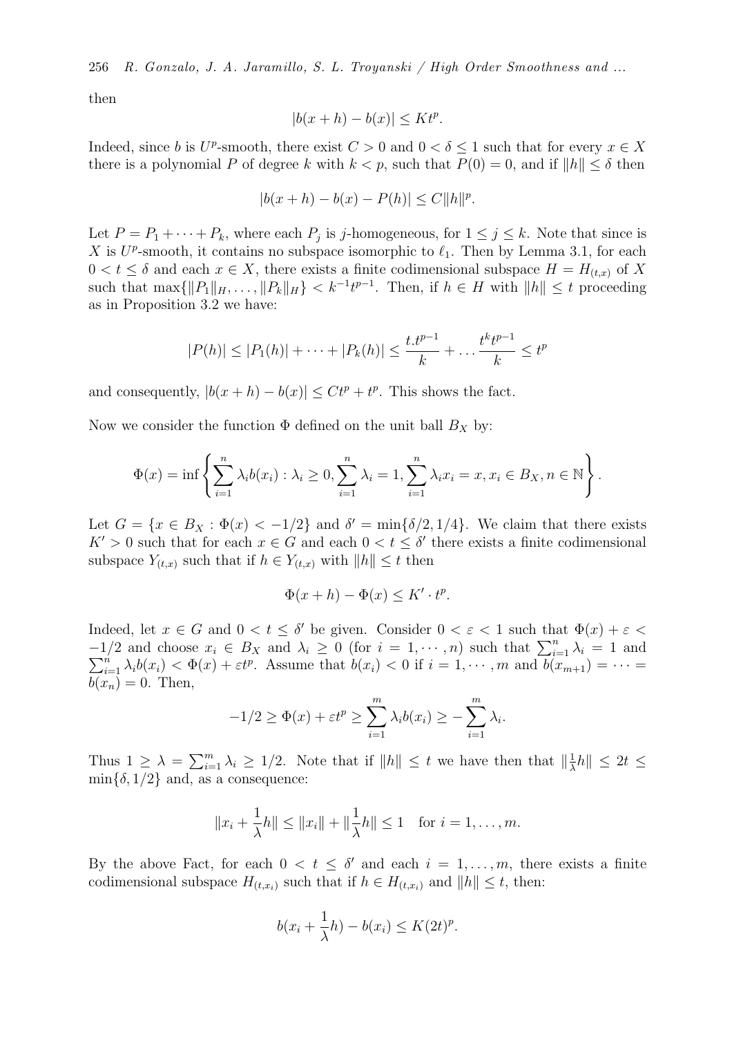then

$$|b(x+h) - b(x)| \leq Kt^p.$$

Indeed, since $b$ is $U^p$-smooth, there exist $C > 0$ and $0 < \delta \leq 1$ such that for every $x \in X$ there is a polynomial $P$ of degree $k$ with $k < p$, such that $P(0) = 0$, and if $\|h\| \leq \delta$ then

$$|b(x+h) - b(x) - P(h)| \leq C\|h\|^p.$$

Let $P = P_1 + \cdots + P_k$, where each $P_j$ is $j$-homogeneous, for $1 \leq j \leq k$. Note that since is $X$ is $U^p$-smooth, it contains no subspace isomorphic to $\ell_1$. Then by Lemma 3.1, for each $0 < t \leq \delta$ and each $x \in X$, there exists a finite codimensional subspace $H = H_{(t,x)}$ of $X$ such that $\max\{\|P_1\|_H, \ldots, \|P_k\|_H\} < k^{-1}t^{p-1}$. Then, if $h \in H$ with $\|h\| \leq t$ proceeding as in Proposition 3.2 we have:

$$|P(h)| \leq |P_1(h)| + \cdots + |P_k(h)| \leq \frac{t.t^{p-1}}{k} + \ldots \frac{t^k t^{p-1}}{k} \leq t^p$$

and consequently, $|b(x+h) - b(x)| \leq Ct^p + t^p$. This shows the fact.

Now we consider the function $\Phi$ defined on the unit ball $B_X$ by:

$$\Phi(x) = \inf\left\{\sum_{i=1}^n \lambda_i b(x_i) : \lambda_i \geq 0, \sum_{i=1}^n \lambda_i = 1, \sum_{i=1}^n \lambda_i x_i = x, x_i \in B_X, n \in \mathbb{N}\right\}.$$

Let $G = \{x \in B_X : \Phi(x) < -1/2\}$ and $\delta' = \min\{\delta/2, 1/4\}$. We claim that there exists $K' > 0$ such that for each $x \in G$ and each $0 < t \leq \delta'$ there exists a finite codimensional subspace $Y_{(t,x)}$ such that if $h \in Y_{(t,x)}$ with $\|h\| \leq t$ then

$$\Phi(x+h) - \Phi(x) \leq K' \cdot t^p.$$

Indeed, let $x \in G$ and $0 < t \leq \delta'$ be given. Consider $0 < \varepsilon < 1$ such that $\Phi(x) + \varepsilon < -1/2$ and choose $x_i \in B_X$ and $\lambda_i \geq 0$ (for $i = 1, \cdots, n$) such that $\sum_{i=1}^n \lambda_i = 1$ and $\sum_{i=1}^n \lambda_i b(x_i) < \Phi(x) + \varepsilon t^p$. Assume that $b(x_i) < 0$ if $i = 1, \cdots, m$ and $b(x_{m+1}) = \cdots = b(x_n) = 0$. Then,

$$-1/2 \geq \Phi(x) + \varepsilon t^p \geq \sum_{i=1}^m \lambda_i b(x_i) \geq -\sum_{i=1}^m \lambda_i.$$

Thus $1 \geq \lambda = \sum_{i=1}^m \lambda_i \geq 1/2$. Note that if $\|h\| \leq t$ we have then that $\|\frac{1}{\lambda}h\| \leq 2t \leq \min\{\delta, 1/2\}$ and, as a consequence:

$$\|x_i + \frac{1}{\lambda}h\| \leq \|x_i\| + \|\frac{1}{\lambda}h\| \leq 1 \quad \text{for } i = 1, \ldots, m.$$

By the above Fact, for each $0 < t \leq \delta'$ and each $i = 1, \ldots, m$, there exists a finite codimensional subspace $H_{(t,x_i)}$ such that if $h \in H_{(t,x_i)}$ and $\|h\| \leq t$, then:

$$b(x_i + \frac{1}{\lambda}h) - b(x_i) \leq K(2t)^p.$$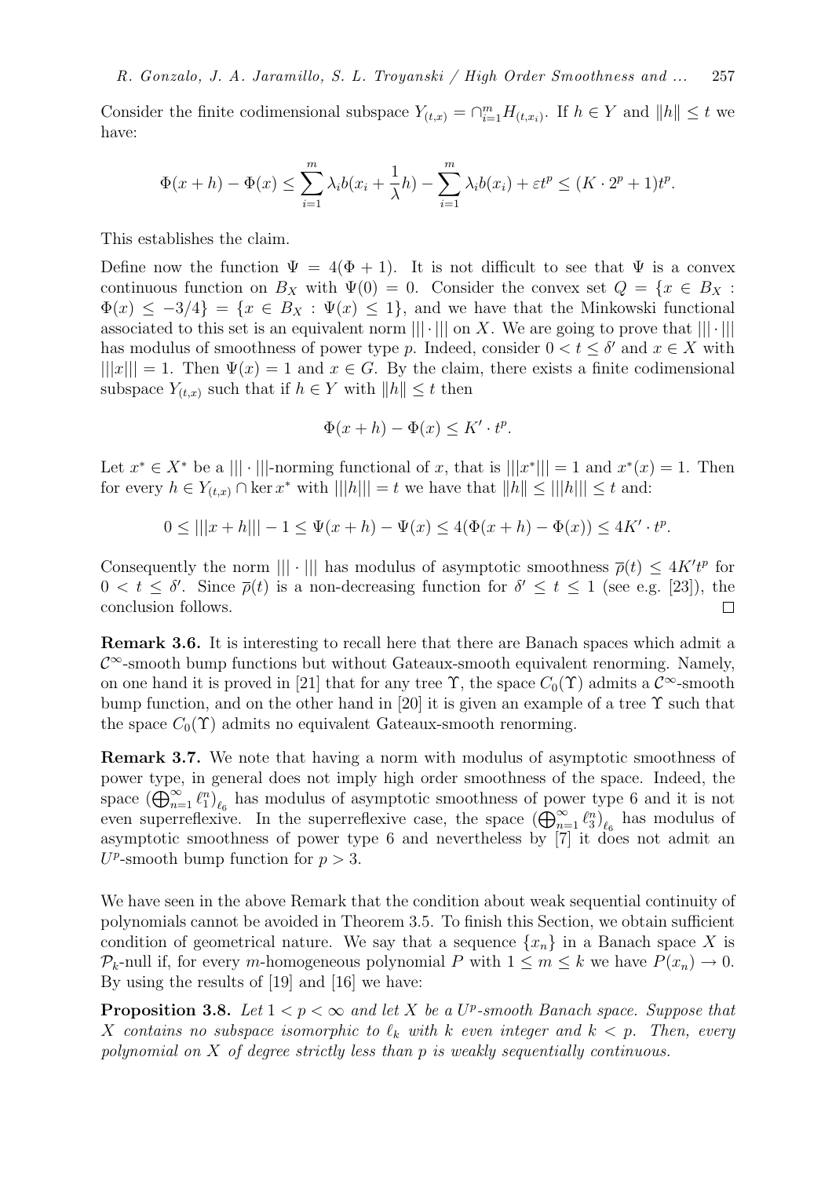Consider the finite codimensional subspace $Y_{(t,x)} = \cap_{i=1}^m H_{(t,x_i)}$. If $h \in Y$ and $\|h\| \leq t$ we have:

$$\Phi(x+h) - \Phi(x) \leq \sum_{i=1}^m \lambda_i b(x_i + \frac{1}{\lambda} h) - \sum_{i=1}^m \lambda_i b(x_i) + \varepsilon t^p \leq (K \cdot 2^p + 1)t^p.$$

This establishes the claim.

Define now the function $\Psi = 4(\Phi + 1)$. It is not difficult to see that $\Psi$ is a convex continuous function on $B_X$ with $\Psi(0) = 0$. Consider the convex set $Q = \{x \in B_X : \Phi(x) \leq -3/4\} = \{x \in B_X : \Psi(x) \leq 1\}$, and we have that the Minkowski functional associated to this set is an equivalent norm $|||\cdot|||$ on $X$. We are going to prove that $|||\cdot|||$ has modulus of smoothness of power type $p$. Indeed, consider $0 < t \leq \delta'$ and $x \in X$ with $|||x||| = 1$. Then $\Psi(x) = 1$ and $x \in G$. By the claim, there exists a finite codimensional subspace $Y_{(t,x)}$ such that if $h \in Y$ with $\|h\| \leq t$ then

$$\Phi(x+h) - \Phi(x) \leq K' \cdot t^p.$$

Let $x^* \in X^*$ be a $|||\cdot|||$-norming functional of $x$, that is $|||x^*||| = 1$ and $x^*(x) = 1$. Then for every $h \in Y_{(t,x)} \cap \ker x^*$ with $|||h||| = t$ we have that $\|h\| \leq |||h||| \leq t$ and:

$$0 \leq |||x+h||| - 1 \leq \Psi(x+h) - \Psi(x) \leq 4(\Phi(x+h) - \Phi(x)) \leq 4K' \cdot t^p.$$

Consequently the norm $|||\cdot|||$ has modulus of asymptotic smoothness $\overline{\rho}(t) \leq 4K't^p$ for $0 < t \leq \delta'$. Since $\overline{\rho}(t)$ is a non-decreasing function for $\delta' \leq t \leq 1$ (see e.g. [23]), the conclusion follows. $\square$

**Remark 3.6.** It is interesting to recall here that there are Banach spaces which admit a $\mathcal{C}^\infty$-smooth bump functions but without Gateaux-smooth equivalent renorming. Namely, on one hand it is proved in [21] that for any tree $\Upsilon$, the space $C_0(\Upsilon)$ admits a $\mathcal{C}^\infty$-smooth bump function, and on the other hand in [20] it is given an example of a tree $\Upsilon$ such that the space $C_0(\Upsilon)$ admits no equivalent Gateaux-smooth renorming.

**Remark 3.7.** We note that having a norm with modulus of asymptotic smoothness of power type, in general does not imply high order smoothness of the space. Indeed, the space $(\bigoplus_{n=1}^\infty \ell_1^n)_{\ell_6}$ has modulus of asymptotic smoothness of power type 6 and it is not even superreflexive. In the superreflexive case, the space $(\bigoplus_{n=1}^\infty \ell_3^n)_{\ell_6}$ has modulus of asymptotic smoothness of power type 6 and nevertheless by [7] it does not admit an $U^p$-smooth bump function for $p > 3$.

We have seen in the above Remark that the condition about weak sequential continuity of polynomials cannot be avoided in Theorem 3.5. To finish this Section, we obtain sufficient condition of geometrical nature. We say that a sequence $\{x_n\}$ in a Banach space $X$ is $\mathcal{P}_k$-null if, for every $m$-homogeneous polynomial $P$ with $1 \leq m \leq k$ we have $P(x_n) \to 0$. By using the results of [19] and [16] we have:

**Proposition 3.8.** *Let $1 < p < \infty$ and let $X$ be a $U^p$-smooth Banach space. Suppose that $X$ contains no subspace isomorphic to $\ell_k$ with $k$ even integer and $k < p$. Then, every polynomial on $X$ of degree strictly less than $p$ is weakly sequentially continuous.*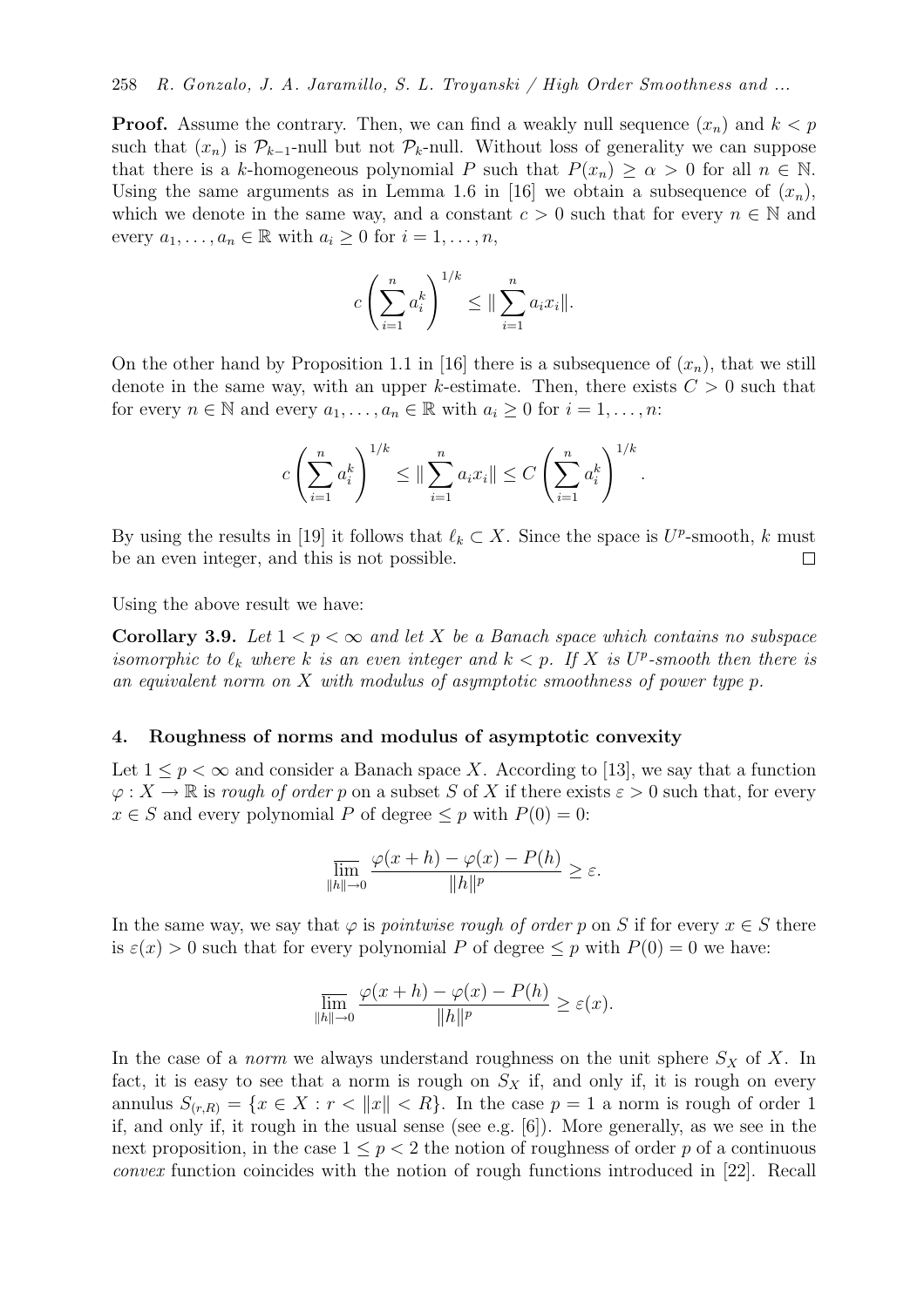**Proof.** Assume the contrary. Then, we can find a weakly null sequence $(x_n)$ and $k < p$ such that $(x_n)$ is $\mathcal{P}_{k-1}$-null but not $\mathcal{P}_k$-null. Without loss of generality we can suppose that there is a $k$-homogeneous polynomial $P$ such that $P(x_n) \geq \alpha > 0$ for all $n \in \mathbb{N}$. Using the same arguments as in Lemma 1.6 in [16] we obtain a subsequence of $(x_n)$, which we denote in the same way, and a constant $c > 0$ such that for every $n \in \mathbb{N}$ and every $a_1, \ldots, a_n \in \mathbb{R}$ with $a_i \geq 0$ for $i = 1, \ldots, n$,

$$c\left(\sum_{i=1}^{n} a_i^k\right)^{1/k} \leq \| \sum_{i=1}^{n} a_i x_i \|.$$

On the other hand by Proposition 1.1 in [16] there is a subsequence of $(x_n)$, that we still denote in the same way, with an upper $k$-estimate. Then, there exists $C > 0$ such that for every $n \in \mathbb{N}$ and every $a_1, \ldots, a_n \in \mathbb{R}$ with $a_i \geq 0$ for $i = 1, \ldots, n$:

$$c\left(\sum_{i=1}^{n} a_i^k\right)^{1/k} \leq \| \sum_{i=1}^{n} a_i x_i \| \leq C\left(\sum_{i=1}^{n} a_i^k\right)^{1/k}.$$

By using the results in [19] it follows that $\ell_k \subset X$. Since the space is $U^p$-smooth, $k$ must be an even integer, and this is not possible. $\square$

Using the above result we have:

**Corollary 3.9.** *Let $1 < p < \infty$ and let $X$ be a Banach space which contains no subspace isomorphic to $\ell_k$ where $k$ is an even integer and $k < p$. If $X$ is $U^p$-smooth then there is an equivalent norm on $X$ with modulus of asymptotic smoothness of power type $p$.*

## 4. Roughness of norms and modulus of asymptotic convexity

Let $1 \leq p < \infty$ and consider a Banach space $X$. According to [13], we say that a function $\varphi : X \to \mathbb{R}$ is *rough of order $p$* on a subset $S$ of $X$ if there exists $\varepsilon > 0$ such that, for every $x \in S$ and every polynomial $P$ of degree $\leq p$ with $P(0) = 0$:

$$\varlimsup_{\|h\| \to 0} \frac{\varphi(x+h) - \varphi(x) - P(h)}{\|h\|^p} \geq \varepsilon.$$

In the same way, we say that $\varphi$ is *pointwise rough of order $p$* on $S$ if for every $x \in S$ there is $\varepsilon(x) > 0$ such that for every polynomial $P$ of degree $\leq p$ with $P(0) = 0$ we have:

$$\varlimsup_{\|h\| \to 0} \frac{\varphi(x+h) - \varphi(x) - P(h)}{\|h\|^p} \geq \varepsilon(x).$$

In the case of a *norm* we always understand roughness on the unit sphere $S_X$ of $X$. In fact, it is easy to see that a norm is rough on $S_X$ if, and only if, it is rough on every annulus $S_{(r,R)} = \{x \in X : r < \|x\| < R\}$. In the case $p = 1$ a norm is rough of order 1 if, and only if, it rough in the usual sense (see e.g. [6]). More generally, as we see in the next proposition, in the case $1 \leq p < 2$ the notion of roughness of order $p$ of a continuous *convex* function coincides with the notion of rough functions introduced in [22]. Recall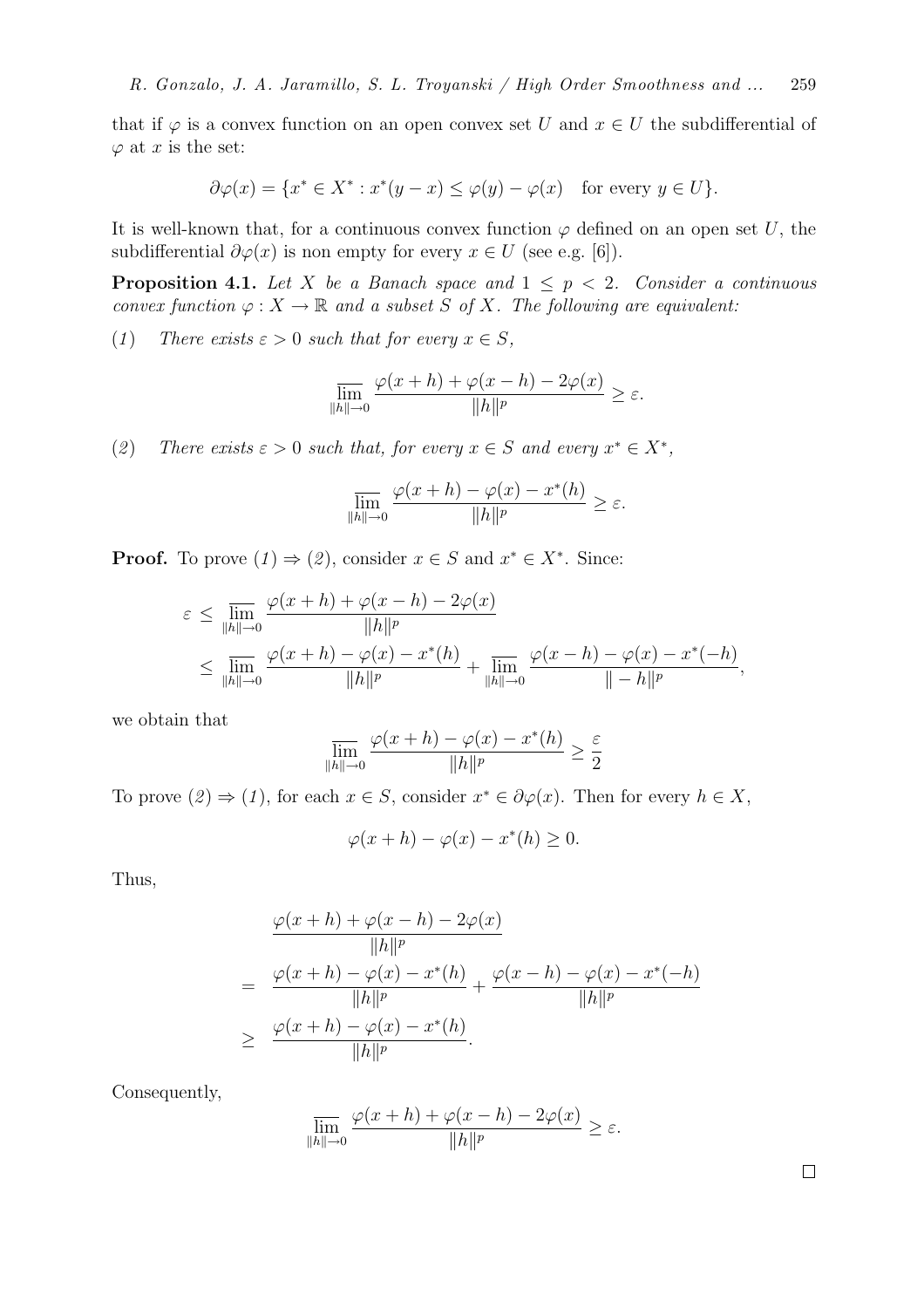that if $\varphi$ is a convex function on an open convex set $U$ and $x \in U$ the subdifferential of $\varphi$ at $x$ is the set:

$$\partial\varphi(x) = \{x^* \in X^* : x^*(y - x) \leq \varphi(y) - \varphi(x) \quad \text{for every } y \in U\}.$$

It is well-known that, for a continuous convex function $\varphi$ defined on an open set $U$, the subdifferential $\partial\varphi(x)$ is non empty for every $x \in U$ (see e.g. [6]).

**Proposition 4.1.** *Let $X$ be a Banach space and $1 \leq p < 2$. Consider a continuous convex function $\varphi : X \to \mathbb{R}$ and a subset $S$ of $X$. The following are equivalent:*

(*1*) *There exists $\varepsilon > 0$ such that for every $x \in S$,*

$$\overline{\lim_{\|h\|\to 0}} \frac{\varphi(x+h) + \varphi(x-h) - 2\varphi(x)}{\|h\|^p} \geq \varepsilon.$$

(*2*) *There exists $\varepsilon > 0$ such that, for every $x \in S$ and every $x^* \in X^*$,*

$$\overline{\lim_{\|h\|\to 0}} \frac{\varphi(x+h) - \varphi(x) - x^*(h)}{\|h\|^p} \geq \varepsilon.$$

**Proof.** To prove (*1*) $\Rightarrow$ (*2*), consider $x \in S$ and $x^* \in X^*$. Since:

$$\begin{aligned}
\varepsilon \leq & \overline{\lim_{\|h\|\to 0}} \frac{\varphi(x+h) + \varphi(x-h) - 2\varphi(x)}{\|h\|^p} \\
\leq & \overline{\lim_{\|h\|\to 0}} \frac{\varphi(x+h) - \varphi(x) - x^*(h)}{\|h\|^p} + \overline{\lim_{\|h\|\to 0}} \frac{\varphi(x-h) - \varphi(x) - x^*(-h)}{\|-h\|^p},
\end{aligned}$$

we obtain that

$$\overline{\lim_{\|h\|\to 0}} \frac{\varphi(x+h) - \varphi(x) - x^*(h)}{\|h\|^p} \geq \frac{\varepsilon}{2}$$

To prove (*2*) $\Rightarrow$ (*1*), for each $x \in S$, consider $x^* \in \partial\varphi(x)$. Then for every $h \in X$,

$$\varphi(x+h) - \varphi(x) - x^*(h) \geq 0.$$

Thus,

$$\begin{aligned}
& \frac{\varphi(x+h) + \varphi(x-h) - 2\varphi(x)}{\|h\|^p} \\
= & \frac{\varphi(x+h) - \varphi(x) - x^*(h)}{\|h\|^p} + \frac{\varphi(x-h) - \varphi(x) - x^*(-h)}{\|h\|^p} \\
\geq & \frac{\varphi(x+h) - \varphi(x) - x^*(h)}{\|h\|^p}.
\end{aligned}$$

Consequently,

$$\overline{\lim_{\|h\|\to 0}} \frac{\varphi(x+h) + \varphi(x-h) - 2\varphi(x)}{\|h\|^p} \geq \varepsilon.$$

$\square$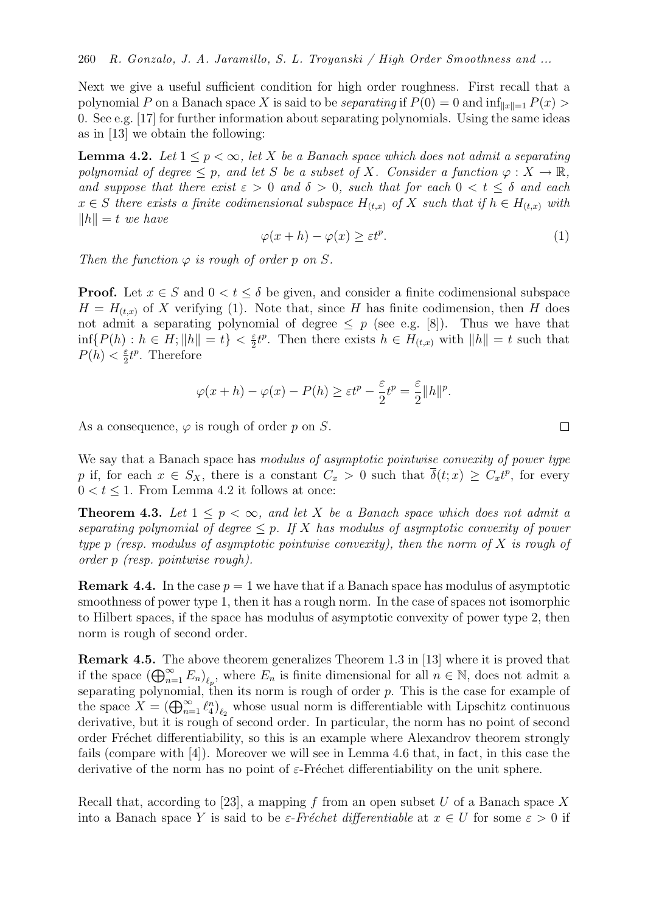Next we give a useful sufficient condition for high order roughness. First recall that a polynomial $P$ on a Banach space $X$ is said to be *separating* if $P(0) = 0$ and $\inf_{\|x\|=1} P(x) > 0$. See e.g. [17] for further information about separating polynomials. Using the same ideas as in [13] we obtain the following:

**Lemma 4.2.** *Let $1 \leq p < \infty$, let $X$ be a Banach space which does not admit a separating polynomial of degree $\leq p$, and let $S$ be a subset of $X$. Consider a function $\varphi : X \to \mathbb{R}$, and suppose that there exist $\varepsilon > 0$ and $\delta > 0$, such that for each $0 < t \leq \delta$ and each $x \in S$ there exists a finite codimensional subspace $H_{(t,x)}$ of $X$ such that if $h \in H_{(t,x)}$ with $\|h\| = t$ we have*

$$\varphi(x + h) - \varphi(x) \geq \varepsilon t^p. \tag{1}$$

*Then the function $\varphi$ is rough of order $p$ on $S$.*

**Proof.** Let $x \in S$ and $0 < t \leq \delta$ be given, and consider a finite codimensional subspace $H = H_{(t,x)}$ of $X$ verifying (1). Note that, since $H$ has finite codimension, then $H$ does not admit a separating polynomial of degree $\leq p$ (see e.g. [8]). Thus we have that $\inf\{P(h) : h \in H; \|h\| = t\} < \frac{\varepsilon}{2} t^p$. Then there exists $h \in H_{(t,x)}$ with $\|h\| = t$ such that $P(h) < \frac{\varepsilon}{2} t^p$. Therefore

$$\varphi(x + h) - \varphi(x) - P(h) \geq \varepsilon t^p - \frac{\varepsilon}{2} t^p = \frac{\varepsilon}{2} \|h\|^p.$$

As a consequence, $\varphi$ is rough of order $p$ on $S$. $\square$

We say that a Banach space has *modulus of asymptotic pointwise convexity of power type $p$* if, for each $x \in S_X$, there is a constant $C_x > 0$ such that $\overline{\delta}(t; x) \geq C_x t^p$, for every $0 < t \leq 1$. From Lemma 4.2 it follows at once:

**Theorem 4.3.** *Let $1 \leq p < \infty$, and let $X$ be a Banach space which does not admit a separating polynomial of degree $\leq p$. If $X$ has modulus of asymptotic convexity of power type $p$ (resp. modulus of asymptotic pointwise convexity), then the norm of $X$ is rough of order $p$ (resp. pointwise rough).*

**Remark 4.4.** In the case $p = 1$ we have that if a Banach space has modulus of asymptotic smoothness of power type 1, then it has a rough norm. In the case of spaces not isomorphic to Hilbert spaces, if the space has modulus of asymptotic convexity of power type 2, then norm is rough of second order.

**Remark 4.5.** The above theorem generalizes Theorem 1.3 in [13] where it is proved that if the space $(\bigoplus_{n=1}^{\infty} E_n)_{\ell_p}$, where $E_n$ is finite dimensional for all $n \in \mathbb{N}$, does not admit a separating polynomial, then its norm is rough of order $p$. This is the case for example of the space $X = (\bigoplus_{n=1}^{\infty} \ell_4^n)_{\ell_2}$ whose usual norm is differentiable with Lipschitz continuous derivative, but it is rough of second order. In particular, the norm has no point of second order Fréchet differentiability, so this is an example where Alexandrov theorem strongly fails (compare with [4]). Moreover we will see in Lemma 4.6 that, in fact, in this case the derivative of the norm has no point of $\varepsilon$-Fréchet differentiability on the unit sphere.

Recall that, according to [23], a mapping $f$ from an open subset $U$ of a Banach space $X$ into a Banach space $Y$ is said to be *$\varepsilon$-Fréchet differentiable* at $x \in U$ for some $\varepsilon > 0$ if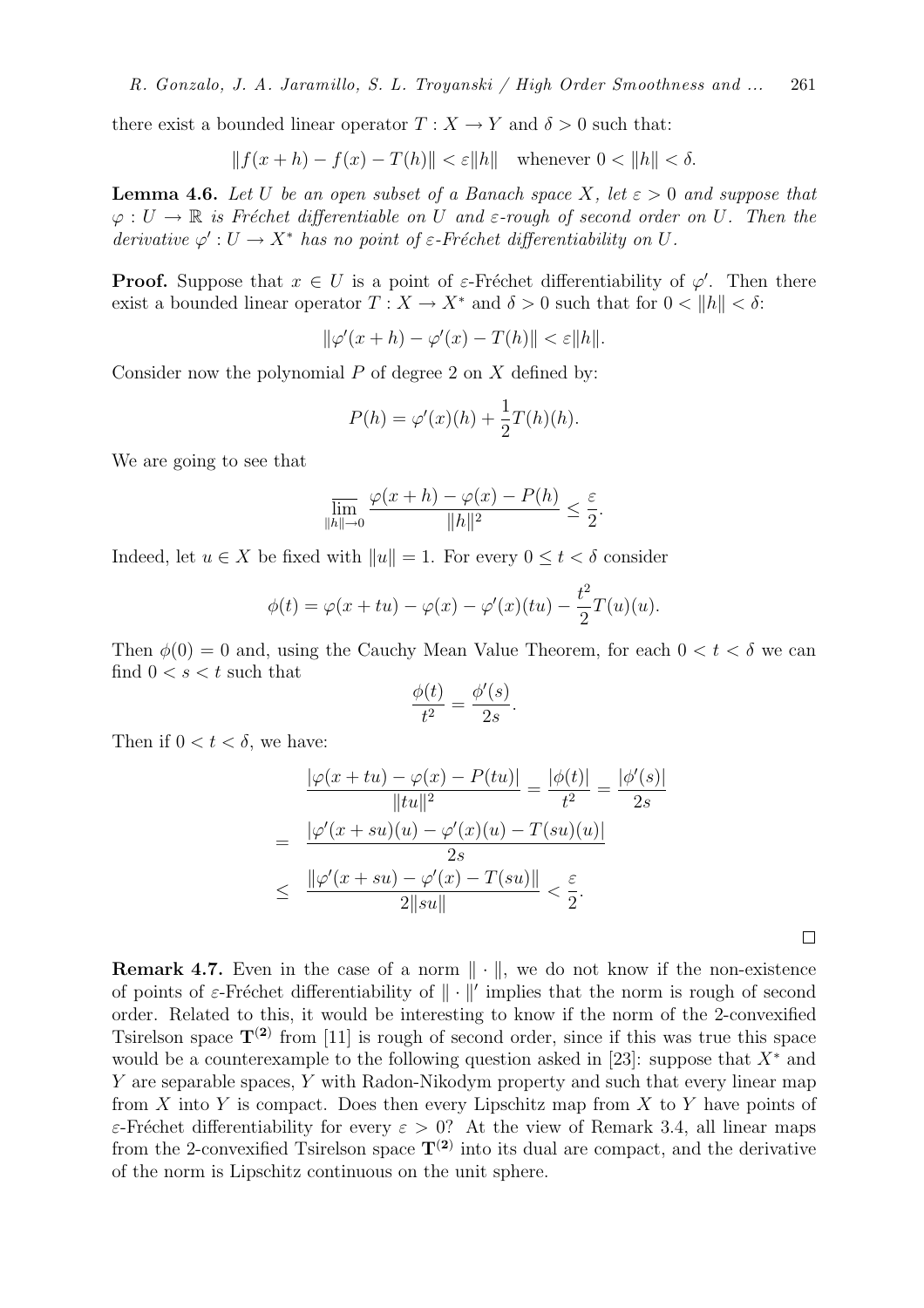there exist a bounded linear operator $T : X \to Y$ and $\delta > 0$ such that:

$$\|f(x+h) - f(x) - T(h)\| < \varepsilon\|h\| \quad \text{whenever } 0 < \|h\| < \delta.$$

**Lemma 4.6.** *Let $U$ be an open subset of a Banach space $X$, let $\varepsilon > 0$ and suppose that $\varphi : U \to \mathbb{R}$ is Fréchet differentiable on $U$ and $\varepsilon$-rough of second order on $U$. Then the derivative $\varphi' : U \to X^*$ has no point of $\varepsilon$-Fréchet differentiability on $U$.*

**Proof.** Suppose that $x \in U$ is a point of $\varepsilon$-Fréchet differentiability of $\varphi'$. Then there exist a bounded linear operator $T : X \to X^*$ and $\delta > 0$ such that for $0 < \|h\| < \delta$:

$$\|\varphi'(x+h) - \varphi'(x) - T(h)\| < \varepsilon\|h\|.$$

Consider now the polynomial $P$ of degree 2 on $X$ defined by:

$$P(h) = \varphi'(x)(h) + \frac{1}{2}T(h)(h).$$

We are going to see that

$$\varlimsup_{\|h\|\to 0} \frac{\varphi(x+h) - \varphi(x) - P(h)}{\|h\|^2} \leq \frac{\varepsilon}{2}.$$

Indeed, let $u \in X$ be fixed with $\|u\| = 1$. For every $0 \leq t < \delta$ consider

$$\phi(t) = \varphi(x+tu) - \varphi(x) - \varphi'(x)(tu) - \frac{t^2}{2}T(u)(u).$$

Then $\phi(0) = 0$ and, using the Cauchy Mean Value Theorem, for each $0 < t < \delta$ we can find $0 < s < t$ such that

$$\frac{\phi(t)}{t^2} = \frac{\phi'(s)}{2s}.$$

Then if $0 < t < \delta$, we have:

$$\begin{aligned}
&\frac{|\varphi(x+tu) - \varphi(x) - P(tu)|}{\|tu\|^2} = \frac{|\phi(t)|}{t^2} = \frac{|\phi'(s)|}{2s} \\
=\ & \frac{|\varphi'(x+su)(u) - \varphi'(x)(u) - T(su)(u)|}{2s} \\
\leq\ & \frac{\|\varphi'(x+su) - \varphi'(x) - T(su)\|}{2\|su\|} < \frac{\varepsilon}{2}.
\end{aligned}$$

□

**Remark 4.7.** Even in the case of a norm $\|\cdot\|$, we do not know if the non-existence of points of $\varepsilon$-Fréchet differentiability of $\|\cdot\|'$ implies that the norm is rough of second order. Related to this, it would be interesting to know if the norm of the 2-convexified Tsirelson space $\mathbf{T^{(2)}}$ from [11] is rough of second order, since if this was true this space would be a counterexample to the following question asked in [23]: suppose that $X^*$ and $Y$ are separable spaces, $Y$ with Radon-Nikodym property and such that every linear map from $X$ into $Y$ is compact. Does then every Lipschitz map from $X$ to $Y$ have points of $\varepsilon$-Fréchet differentiability for every $\varepsilon > 0$? At the view of Remark 3.4, all linear maps from the 2-convexified Tsirelson space $\mathbf{T^{(2)}}$ into its dual are compact, and the derivative of the norm is Lipschitz continuous on the unit sphere.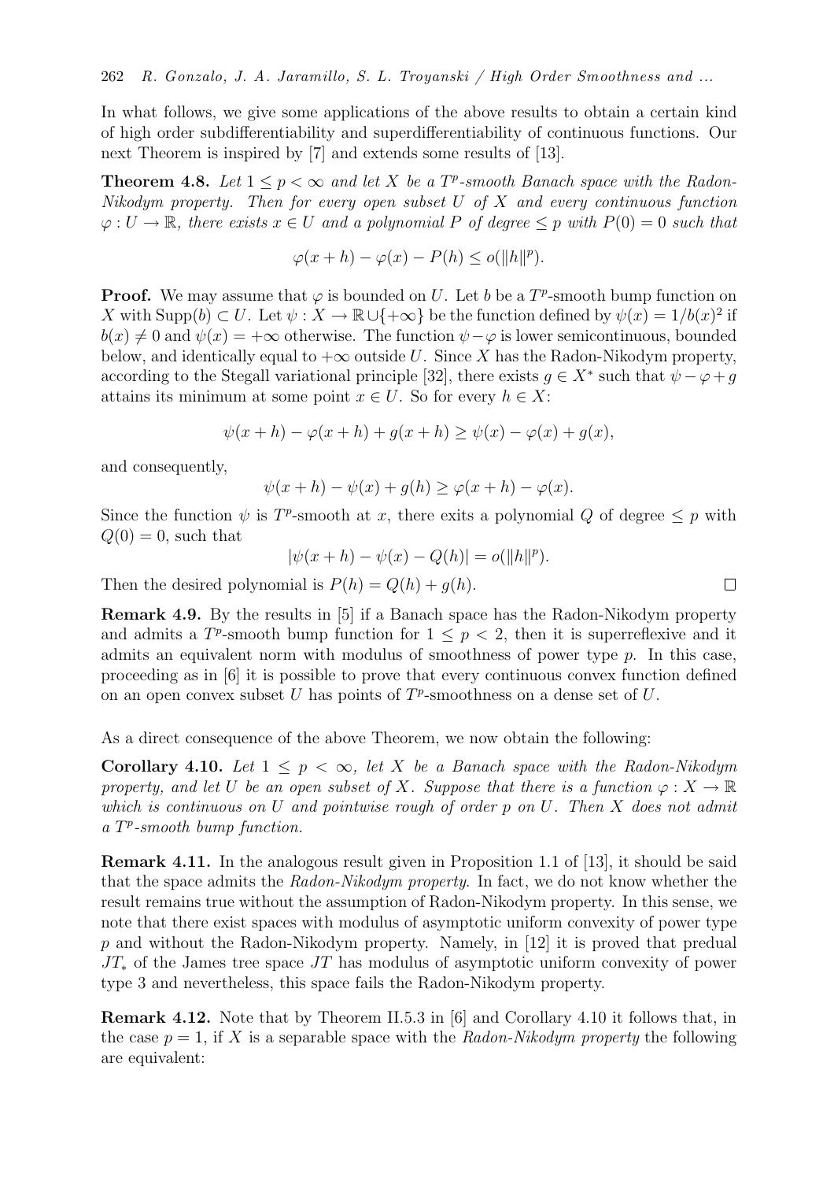In what follows, we give some applications of the above results to obtain a certain kind of high order subdifferentiability and superdifferentiability of continuous functions. Our next Theorem is inspired by [7] and extends some results of [13].

**Theorem 4.8.** *Let $1 \leq p < \infty$ and let $X$ be a $T^p$-smooth Banach space with the Radon-Nikodym property. Then for every open subset $U$ of $X$ and every continuous function $\varphi : U \to \mathbb{R}$, there exists $x \in U$ and a polynomial $P$ of degree $\leq p$ with $P(0) = 0$ such that*

$$\varphi(x + h) - \varphi(x) - P(h) \leq o(\|h\|^p).$$

**Proof.** We may assume that $\varphi$ is bounded on $U$. Let $b$ be a $T^p$-smooth bump function on $X$ with $\mathrm{Supp}(b) \subset U$. Let $\psi : X \to \mathbb{R} \cup \{+\infty\}$ be the function defined by $\psi(x) = 1/b(x)^2$ if $b(x) \neq 0$ and $\psi(x) = +\infty$ otherwise. The function $\psi - \varphi$ is lower semicontinuous, bounded below, and identically equal to $+\infty$ outside $U$. Since $X$ has the Radon-Nikodym property, according to the Stegall variational principle [32], there exists $g \in X^*$ such that $\psi - \varphi + g$ attains its minimum at some point $x \in U$. So for every $h \in X$:

$$\psi(x + h) - \varphi(x + h) + g(x + h) \geq \psi(x) - \varphi(x) + g(x),$$

and consequently,

$$\psi(x + h) - \psi(x) + g(h) \geq \varphi(x + h) - \varphi(x).$$

Since the function $\psi$ is $T^p$-smooth at $x$, there exits a polynomial $Q$ of degree $\leq p$ with $Q(0) = 0$, such that

$$|\psi(x + h) - \psi(x) - Q(h)| = o(\|h\|^p).$$

Then the desired polynomial is $P(h) = Q(h) + g(h)$. □

**Remark 4.9.** By the results in [5] if a Banach space has the Radon-Nikodym property and admits a $T^p$-smooth bump function for $1 \leq p < 2$, then it is superreflexive and it admits an equivalent norm with modulus of smoothness of power type $p$. In this case, proceeding as in [6] it is possible to prove that every continuous convex function defined on an open convex subset $U$ has points of $T^p$-smoothness on a dense set of $U$.

As a direct consequence of the above Theorem, we now obtain the following:

**Corollary 4.10.** *Let $1 \leq p < \infty$, let $X$ be a Banach space with the Radon-Nikodym property, and let $U$ be an open subset of $X$. Suppose that there is a function $\varphi : X \to \mathbb{R}$ which is continuous on $U$ and pointwise rough of order $p$ on $U$. Then $X$ does not admit a $T^p$-smooth bump function.*

**Remark 4.11.** In the analogous result given in Proposition 1.1 of [13], it should be said that the space admits the *Radon-Nikodym property*. In fact, we do not know whether the result remains true without the assumption of Radon-Nikodym property. In this sense, we note that there exist spaces with modulus of asymptotic uniform convexity of power type $p$ and without the Radon-Nikodym property. Namely, in [12] it is proved that predual $JT_*$ of the James tree space $JT$ has modulus of asymptotic uniform convexity of power type 3 and nevertheless, this space fails the Radon-Nikodym property.

**Remark 4.12.** Note that by Theorem II.5.3 in [6] and Corollary 4.10 it follows that, in the case $p = 1$, if $X$ is a separable space with the *Radon-Nikodym property* the following are equivalent: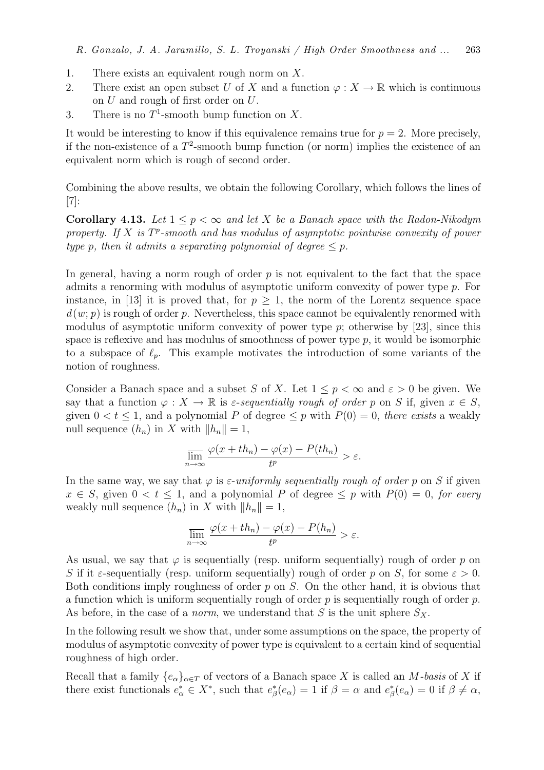1. There exists an equivalent rough norm on $X$.
2. There exist an open subset $U$ of $X$ and a function $\varphi : X \to \mathbb{R}$ which is continuous on $U$ and rough of first order on $U$.
3. There is no $T^1$-smooth bump function on $X$.

It would be interesting to know if this equivalence remains true for $p = 2$. More precisely, if the non-existence of a $T^2$-smooth bump function (or norm) implies the existence of an equivalent norm which is rough of second order.

Combining the above results, we obtain the following Corollary, which follows the lines of [7]:

**Corollary 4.13.** *Let $1 \leq p < \infty$ and let $X$ be a Banach space with the Radon-Nikodym property. If $X$ is $T^p$-smooth and has modulus of asymptotic pointwise convexity of power type $p$, then it admits a separating polynomial of degree $\leq p$.*

In general, having a norm rough of order $p$ is not equivalent to the fact that the space admits a renorming with modulus of asymptotic uniform convexity of power type $p$. For instance, in [13] it is proved that, for $p \geq 1$, the norm of the Lorentz sequence space $d(w;p)$ is rough of order $p$. Nevertheless, this space cannot be equivalently renormed with modulus of asymptotic uniform convexity of power type $p$; otherwise by [23], since this space is reflexive and has modulus of smoothness of power type $p$, it would be isomorphic to a subspace of $\ell_p$. This example motivates the introduction of some variants of the notion of roughness.

Consider a Banach space and a subset $S$ of $X$. Let $1 \leq p < \infty$ and $\varepsilon > 0$ be given. We say that a function $\varphi : X \to \mathbb{R}$ is *$\varepsilon$-sequentially rough of order $p$* on $S$ if, given $x \in S$, given $0 < t \leq 1$, and a polynomial $P$ of degree $\leq p$ with $P(0) = 0$, *there exists* a weakly null sequence $(h_n)$ in $X$ with $\|h_n\| = 1$,

$$\overline{\lim_{n\to\infty}} \frac{\varphi(x + th_n) - \varphi(x) - P(th_n)}{t^p} > \varepsilon.$$

In the same way, we say that $\varphi$ is *$\varepsilon$-uniformly sequentially rough of order $p$* on $S$ if given $x \in S$, given $0 < t \leq 1$, and a polynomial $P$ of degree $\leq p$ with $P(0) = 0$, *for every* weakly null sequence $(h_n)$ in $X$ with $\|h_n\| = 1$,

$$\overline{\lim_{n\to\infty}} \frac{\varphi(x + th_n) - \varphi(x) - P(h_n)}{t^p} > \varepsilon.$$

As usual, we say that $\varphi$ is sequentially (resp. uniform sequentially) rough of order $p$ on $S$ if it $\varepsilon$-sequentially (resp. uniform sequentially) rough of order $p$ on $S$, for some $\varepsilon > 0$. Both conditions imply roughness of order $p$ on $S$. On the other hand, it is obvious that a function which is uniform sequentially rough of order $p$ is sequentially rough of order $p$. As before, in the case of a *norm*, we understand that $S$ is the unit sphere $S_X$.

In the following result we show that, under some assumptions on the space, the property of modulus of asymptotic convexity of power type is equivalent to a certain kind of sequential roughness of high order.

Recall that a family $\{e_\alpha\}_{\alpha\in T}$ of vectors of a Banach space $X$ is called an *$M$-basis* of $X$ if there exist functionals $e^*_\alpha \in X^*$, such that $e^*_\beta(e_\alpha) = 1$ if $\beta = \alpha$ and $e^*_\beta(e_\alpha) = 0$ if $\beta \neq \alpha$,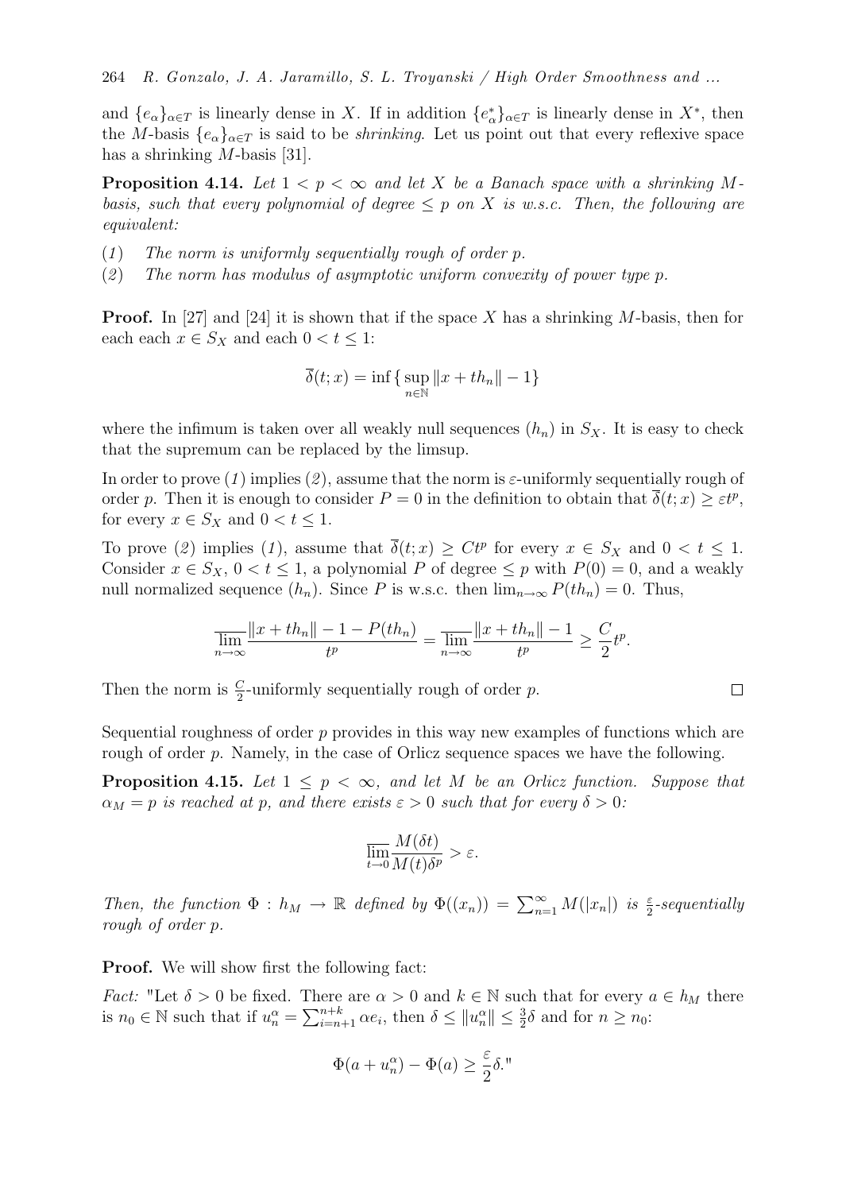and $\{e_\alpha\}_{\alpha \in T}$ is linearly dense in $X$. If in addition $\{e^*_\alpha\}_{\alpha \in T}$ is linearly dense in $X^*$, then the $M$-basis $\{e_\alpha\}_{\alpha \in T}$ is said to be *shrinking*. Let us point out that every reflexive space has a shrinking $M$-basis [31].

**Proposition 4.14.** *Let $1 < p < \infty$ and let $X$ be a Banach space with a shrinking $M$-basis, such that every polynomial of degree $\leq p$ on $X$ is w.s.c. Then, the following are equivalent:*

(*1*) *The norm is uniformly sequentially rough of order $p$.*

(*2*) *The norm has modulus of asymptotic uniform convexity of power type $p$.*

**Proof.** In [27] and [24] it is shown that if the space $X$ has a shrinking $M$-basis, then for each each $x \in S_X$ and each $0 < t \leq 1$:

$$\overline{\delta}(t; x) = \inf \{ \sup_{n \in \mathbb{N}} \|x + th_n\| - 1 \}$$

where the infimum is taken over all weakly null sequences $(h_n)$ in $S_X$. It is easy to check that the supremum can be replaced by the limsup.

In order to prove (*1*) implies (*2*), assume that the norm is $\varepsilon$-uniformly sequentially rough of order $p$. Then it is enough to consider $P = 0$ in the definition to obtain that $\overline{\delta}(t; x) \geq \varepsilon t^p$, for every $x \in S_X$ and $0 < t \leq 1$.

To prove (*2*) implies (*1*), assume that $\overline{\delta}(t; x) \geq Ct^p$ for every $x \in S_X$ and $0 < t \leq 1$. Consider $x \in S_X$, $0 < t \leq 1$, a polynomial $P$ of degree $\leq p$ with $P(0) = 0$, and a weakly null normalized sequence $(h_n)$. Since $P$ is w.s.c. then $\lim_{n \to \infty} P(th_n) = 0$. Thus,

$$\overline{\lim_{n \to \infty}} \frac{\|x + th_n\| - 1 - P(th_n)}{t^p} = \overline{\lim_{n \to \infty}} \frac{\|x + th_n\| - 1}{t^p} \geq \frac{C}{2} t^p.$$

Then the norm is $\frac{C}{2}$-uniformly sequentially rough of order $p$. □

Sequential roughness of order $p$ provides in this way new examples of functions which are rough of order $p$. Namely, in the case of Orlicz sequence spaces we have the following.

**Proposition 4.15.** *Let $1 \leq p < \infty$, and let $M$ be an Orlicz function. Suppose that $\alpha_M = p$ is reached at $p$, and there exists $\varepsilon > 0$ such that for every $\delta > 0$:*

$$\overline{\lim_{t \to 0}} \frac{M(\delta t)}{M(t)\delta^p} > \varepsilon.$$

*Then, the function $\Phi : h_M \to \mathbb{R}$ defined by $\Phi((x_n)) = \sum_{n=1}^{\infty} M(|x_n|)$ is $\frac{\varepsilon}{2}$-sequentially rough of order $p$.*

**Proof.** We will show first the following fact:

*Fact:* "Let $\delta > 0$ be fixed. There are $\alpha > 0$ and $k \in \mathbb{N}$ such that for every $a \in h_M$ there is $n_0 \in \mathbb{N}$ such that if $u_n^\alpha = \sum_{i=n+1}^{n+k} \alpha e_i$, then $\delta \leq \|u_n^\alpha\| \leq \frac{3}{2}\delta$ and for $n \geq n_0$:

$$\Phi(a + u_n^\alpha) - \Phi(a) \geq \frac{\varepsilon}{2}\delta."$$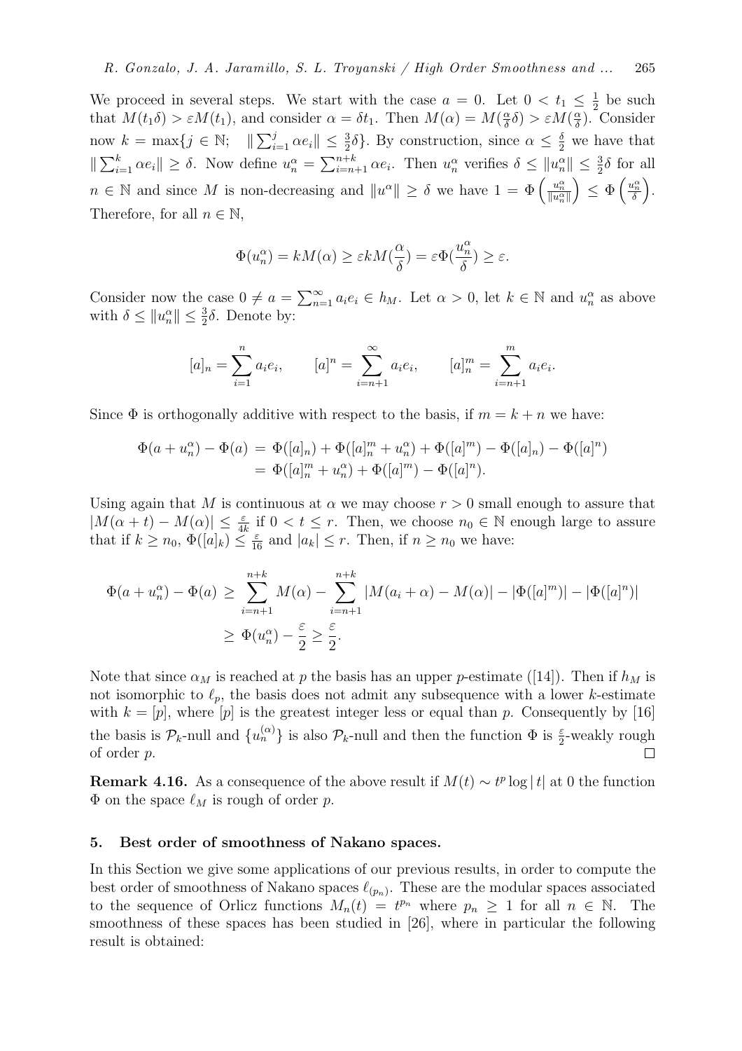We proceed in several steps. We start with the case $a = 0$. Let $0 < t_1 \leq \frac{1}{2}$ be such that $M(t_1\delta) > \varepsilon M(t_1)$, and consider $\alpha = \delta t_1$. Then $M(\alpha) = M(\frac{\alpha}{\delta}\delta) > \varepsilon M(\frac{\alpha}{\delta})$. Consider now $k = \max\{j \in \mathbb{N};\ \ \|\sum_{i=1}^{j} \alpha e_i\| \leq \frac{3}{2}\delta\}$. By construction, since $\alpha \leq \frac{\delta}{2}$ we have that $\|\sum_{i=1}^{k} \alpha e_i\| \geq \delta$. Now define $u_n^\alpha = \sum_{i=n+1}^{n+k} \alpha e_i$. Then $u_n^\alpha$ verifies $\delta \leq \|u_n^\alpha\| \leq \frac{3}{2}\delta$ for all $n \in \mathbb{N}$ and since $M$ is non-decreasing and $\|u^\alpha\| \geq \delta$ we have $1 = \Phi\left(\frac{u_n^\alpha}{\|u_n^\alpha\|}\right) \leq \Phi\left(\frac{u_n^\alpha}{\delta}\right)$. Therefore, for all $n \in \mathbb{N}$,

$$\Phi(u_n^\alpha) = kM(\alpha) \geq \varepsilon k M(\frac{\alpha}{\delta}) = \varepsilon \Phi(\frac{u_n^\alpha}{\delta}) \geq \varepsilon.$$

Consider now the case $0 \neq a = \sum_{n=1}^{\infty} a_i e_i \in h_M$. Let $\alpha > 0$, let $k \in \mathbb{N}$ and $u_n^\alpha$ as above with $\delta \leq \|u_n^\alpha\| \leq \frac{3}{2}\delta$. Denote by:

$$[a]_n = \sum_{i=1}^{n} a_i e_i, \qquad [a]^n = \sum_{i=n+1}^{\infty} a_i e_i, \qquad [a]_n^m = \sum_{i=n+1}^{m} a_i e_i.$$

Since $\Phi$ is orthogonally additive with respect to the basis, if $m = k + n$ we have:

$$\begin{aligned}\Phi(a + u_n^\alpha) - \Phi(a) &= \Phi([a]_n) + \Phi([a]_n^m + u_n^\alpha) + \Phi([a]^m) - \Phi([a]_n) - \Phi([a]^n) \\ &= \Phi([a]_n^m + u_n^\alpha) + \Phi([a]^m) - \Phi([a]^n).\end{aligned}$$

Using again that $M$ is continuous at $\alpha$ we may choose $r > 0$ small enough to assure that $|M(\alpha + t) - M(\alpha)| \leq \frac{\varepsilon}{4k}$ if $0 < t \leq r$. Then, we choose $n_0 \in \mathbb{N}$ enough large to assure that if $k \geq n_0$, $\Phi([a]_k) \leq \frac{\varepsilon}{16}$ and $|a_k| \leq r$. Then, if $n \geq n_0$ we have:

$$\begin{aligned}\Phi(a + u_n^\alpha) - \Phi(a) &\geq \sum_{i=n+1}^{n+k} M(\alpha) - \sum_{i=n+1}^{n+k} |M(a_i + \alpha) - M(\alpha)| - |\Phi([a]^m)| - |\Phi([a]^n)| \\ &\geq \Phi(u_n^\alpha) - \frac{\varepsilon}{2} \geq \frac{\varepsilon}{2}.\end{aligned}$$

Note that since $\alpha_M$ is reached at $p$ the basis has an upper $p$-estimate ([14]). Then if $h_M$ is not isomorphic to $\ell_p$, the basis does not admit any subsequence with a lower $k$-estimate with $k = [p]$, where $[p]$ is the greatest integer less or equal than $p$. Consequently by [16] the basis is $\mathcal{P}_k$-null and $\{u_n^{(\alpha)}\}$ is also $\mathcal{P}_k$-null and then the function $\Phi$ is $\frac{\varepsilon}{2}$-weakly rough of order $p$. $\square$

**Remark 4.16.** As a consequence of the above result if $M(t) \sim t^p \log|t|$ at 0 the function $\Phi$ on the space $\ell_M$ is rough of order $p$.

## 5. Best order of smoothness of Nakano spaces.

In this Section we give some applications of our previous results, in order to compute the best order of smoothness of Nakano spaces $\ell_{(p_n)}$. These are the modular spaces associated to the sequence of Orlicz functions $M_n(t) = t^{p_n}$ where $p_n \geq 1$ for all $n \in \mathbb{N}$. The smoothness of these spaces has been studied in [26], where in particular the following result is obtained: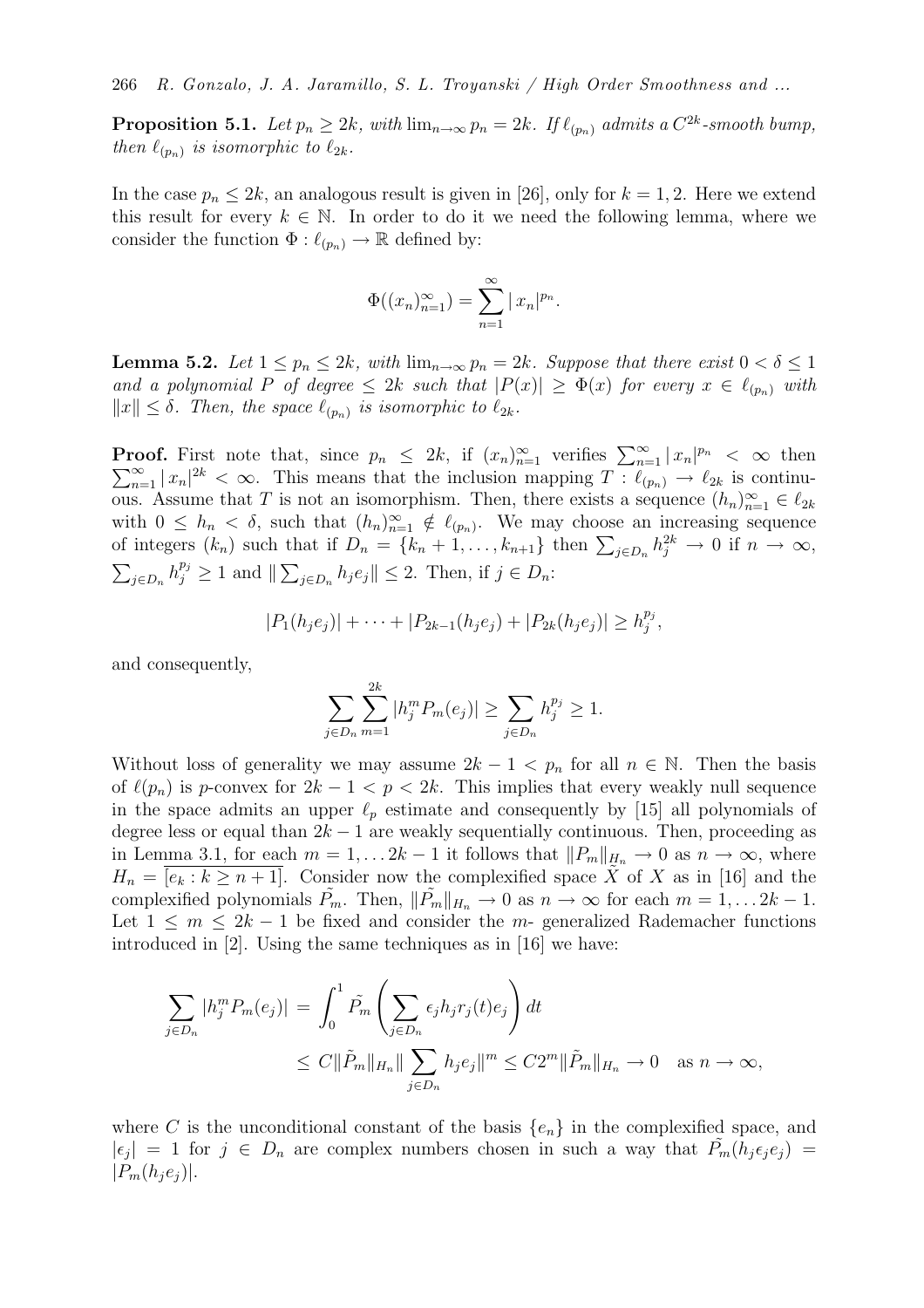**Proposition 5.1.** *Let $p_n \geq 2k$, with $\lim_{n\to\infty} p_n = 2k$. If $\ell_{(p_n)}$ admits a $C^{2k}$-smooth bump, then $\ell_{(p_n)}$ is isomorphic to $\ell_{2k}$.*

In the case $p_n \leq 2k$, an analogous result is given in [26], only for $k = 1, 2$. Here we extend this result for every $k \in \mathbb{N}$. In order to do it we need the following lemma, where we consider the function $\Phi : \ell_{(p_n)} \to \mathbb{R}$ defined by:

$$\Phi((x_n)_{n=1}^{\infty}) = \sum_{n=1}^{\infty} |\, x_n|^{p_n}.$$

**Lemma 5.2.** *Let $1 \leq p_n \leq 2k$, with $\lim_{n\to\infty} p_n = 2k$. Suppose that there exist $0 < \delta \leq 1$ and a polynomial $P$ of degree $\leq 2k$ such that $|P(x)| \geq \Phi(x)$ for every $x \in \ell_{(p_n)}$ with $\|x\| \leq \delta$. Then, the space $\ell_{(p_n)}$ is isomorphic to $\ell_{2k}$.*

**Proof.** First note that, since $p_n \leq 2k$, if $(x_n)_{n=1}^{\infty}$ verifies $\sum_{n=1}^{\infty} |\, x_n|^{p_n} < \infty$ then $\sum_{n=1}^{\infty} |\, x_n|^{2k} < \infty$. This means that the inclusion mapping $T : \ell_{(p_n)} \to \ell_{2k}$ is continuous. Assume that $T$ is not an isomorphism. Then, there exists a sequence $(h_n)_{n=1}^{\infty} \in \ell_{2k}$ with $0 \leq h_n < \delta$, such that $(h_n)_{n=1}^{\infty} \notin \ell_{(p_n)}$. We may choose an increasing sequence of integers $(k_n)$ such that if $D_n = \{k_n + 1, \ldots, k_{n+1}\}$ then $\sum_{j\in D_n} h_j^{2k} \to 0$ if $n \to \infty$, $\sum_{j\in D_n} h_j^{p_j} \geq 1$ and $\| \sum_{j\in D_n} h_j e_j \| \leq 2$. Then, if $j \in D_n$:

$$|P_1(h_j e_j)| + \cdots + |P_{2k-1}(h_j e_j) + |P_{2k}(h_j e_j)| \geq h_j^{p_j},$$

and consequently,

$$\sum_{j\in D_n} \sum_{m=1}^{2k} |h_j^m P_m(e_j)| \geq \sum_{j\in D_n} h_j^{p_j} \geq 1.$$

Without loss of generality we may assume $2k - 1 < p_n$ for all $n \in \mathbb{N}$. Then the basis of $\ell(p_n)$ is $p$-convex for $2k - 1 < p < 2k$. This implies that every weakly null sequence in the space admits an upper $\ell_p$ estimate and consequently by [15] all polynomials of degree less or equal than $2k - 1$ are weakly sequentially continuous. Then, proceeding as in Lemma 3.1, for each $m = 1, \ldots 2k - 1$ it follows that $\|P_m\|_{H_n} \to 0$ as $n \to \infty$, where $H_n = \overline{[e_k : k \geq n + 1]}$. Consider now the complexified space $\tilde{X}$ of $X$ as in [16] and the complexified polynomials $\tilde{P_m}$. Then, $\|\tilde{P_m}\|_{H_n} \to 0$ as $n \to \infty$ for each $m = 1, \ldots 2k - 1$. Let $1 \leq m \leq 2k - 1$ be fixed and consider the $m$- generalized Rademacher functions introduced in [2]. Using the same techniques as in [16] we have:

$$\begin{aligned}\sum_{j\in D_n} |h_j^m P_m(e_j)| &= \int_0^1 \tilde{P_m}\left(\sum_{j\in D_n} \epsilon_j h_j r_j(t) e_j\right) dt \\ &\leq C \|\tilde{P_m}\|_{H_n} \| \sum_{j\in D_n} h_j e_j\|^m \leq C 2^m \|\tilde{P_m}\|_{H_n} \to 0 \quad \text{as } n \to \infty,\end{aligned}$$

where $C$ is the unconditional constant of the basis $\{e_n\}$ in the complexified space, and $|\epsilon_j| = 1$ for $j \in D_n$ are complex numbers chosen in such a way that $\tilde{P_m}(h_j \epsilon_j e_j) = |P_m(h_j e_j)|$.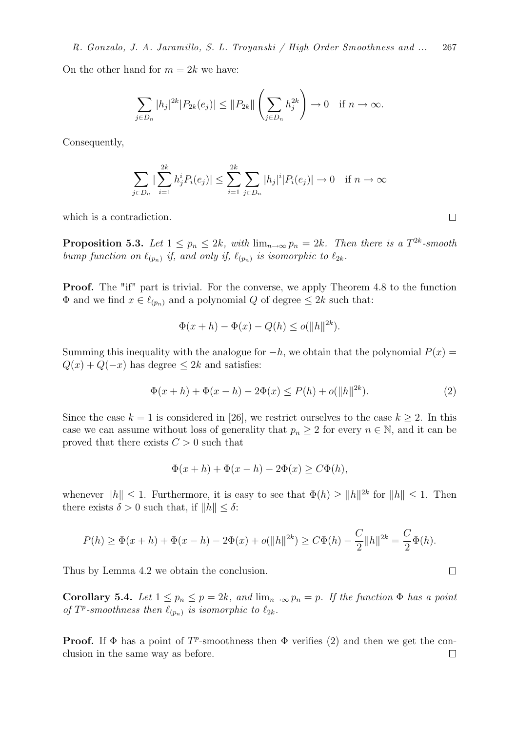On the other hand for $m = 2k$ we have:

$$\sum_{j \in D_n} |h_j|^{2k} |P_{2k}(e_j)| \leq \|P_{2k}\| \left( \sum_{j \in D_n} h_j^{2k} \right) \to 0 \quad \text{if } n \to \infty.$$

Consequently,

$$\sum_{j \in D_n} |\sum_{i=1}^{2k} h_j^i P_i(e_j)| \leq \sum_{i=1}^{2k} \sum_{j \in D_n} |h_j|^i |P_i(e_j)| \to 0 \quad \text{if } n \to \infty$$

which is a contradiction. □

**Proposition 5.3.** *Let $1 \leq p_n \leq 2k$, with $\lim_{n\to\infty} p_n = 2k$. Then there is a $T^{2k}$-smooth bump function on $\ell_{(p_n)}$ if, and only if, $\ell_{(p_n)}$ is isomorphic to $\ell_{2k}$.*

**Proof.** The "if" part is trivial. For the converse, we apply Theorem 4.8 to the function $\Phi$ and we find $x \in \ell_{(p_n)}$ and a polynomial $Q$ of degree $\leq 2k$ such that:

$$\Phi(x + h) - \Phi(x) - Q(h) \leq o(\|h\|^{2k}).$$

Summing this inequality with the analogue for $-h$, we obtain that the polynomial $P(x) = Q(x) + Q(-x)$ has degree $\leq 2k$ and satisfies:

$$\Phi(x + h) + \Phi(x - h) - 2\Phi(x) \leq P(h) + o(\|h\|^{2k}). \tag{2}$$

Since the case $k = 1$ is considered in [26], we restrict ourselves to the case $k \geq 2$. In this case we can assume without loss of generality that $p_n \geq 2$ for every $n \in \mathbb{N}$, and it can be proved that there exists $C > 0$ such that

$$\Phi(x + h) + \Phi(x - h) - 2\Phi(x) \geq C\Phi(h),$$

whenever $\|h\| \leq 1$. Furthermore, it is easy to see that $\Phi(h) \geq \|h\|^{2k}$ for $\|h\| \leq 1$. Then there exists $\delta > 0$ such that, if $\|h\| \leq \delta$:

$$P(h) \geq \Phi(x + h) + \Phi(x - h) - 2\Phi(x) + o(\|h\|^{2k}) \geq C\Phi(h) - \frac{C}{2}\|h\|^{2k} = \frac{C}{2}\Phi(h).$$

Thus by Lemma 4.2 we obtain the conclusion. □

**Corollary 5.4.** *Let $1 \leq p_n \leq p = 2k$, and $\lim_{n\to\infty} p_n = p$. If the function $\Phi$ has a point of $T^p$-smoothness then $\ell_{(p_n)}$ is isomorphic to $\ell_{2k}$.*

**Proof.** If $\Phi$ has a point of $T^p$-smoothness then $\Phi$ verifies (2) and then we get the conclusion in the same way as before. □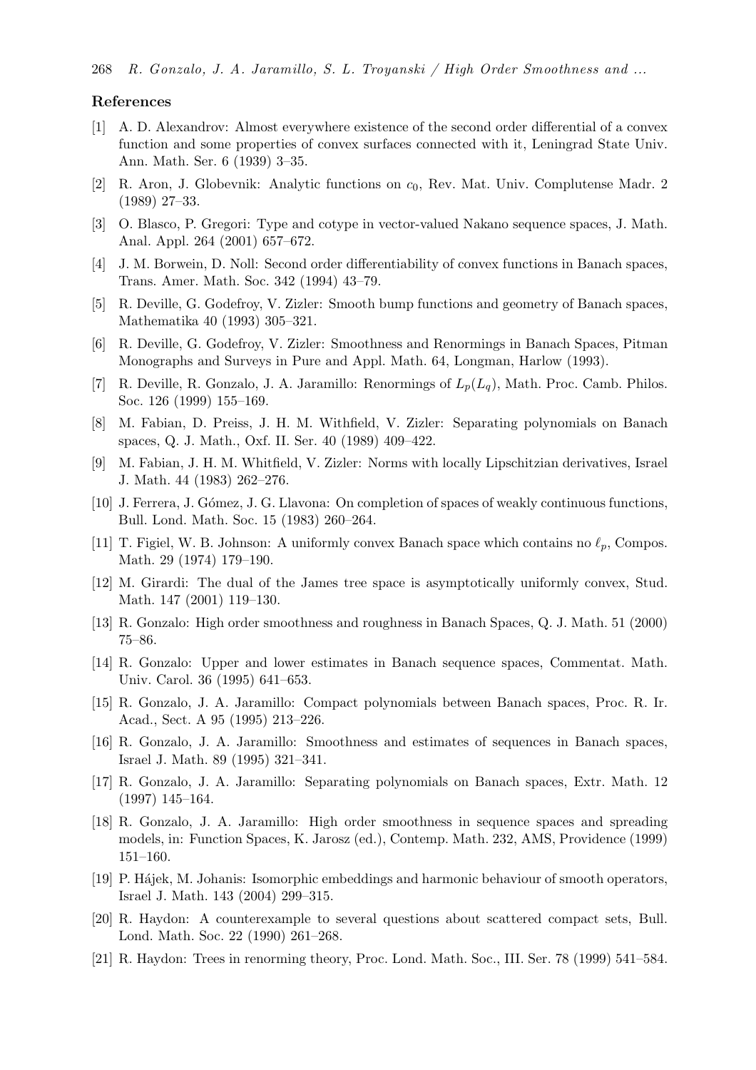## References

[1] A. D. Alexandrov: Almost everywhere existence of the second order differential of a convex function and some properties of convex surfaces connected with it, Leningrad State Univ. Ann. Math. Ser. 6 (1939) 3–35.

[2] R. Aron, J. Globevnik: Analytic functions on $c_0$, Rev. Mat. Univ. Complutense Madr. 2 (1989) 27–33.

[3] O. Blasco, P. Gregori: Type and cotype in vector-valued Nakano sequence spaces, J. Math. Anal. Appl. 264 (2001) 657–672.

[4] J. M. Borwein, D. Noll: Second order differentiability of convex functions in Banach spaces, Trans. Amer. Math. Soc. 342 (1994) 43–79.

[5] R. Deville, G. Godefroy, V. Zizler: Smooth bump functions and geometry of Banach spaces, Mathematika 40 (1993) 305–321.

[6] R. Deville, G. Godefroy, V. Zizler: Smoothness and Renormings in Banach Spaces, Pitman Monographs and Surveys in Pure and Appl. Math. 64, Longman, Harlow (1993).

[7] R. Deville, R. Gonzalo, J. A. Jaramillo: Renormings of $L_p(L_q)$, Math. Proc. Camb. Philos. Soc. 126 (1999) 155–169.

[8] M. Fabian, D. Preiss, J. H. M. Withfield, V. Zizler: Separating polynomials on Banach spaces, Q. J. Math., Oxf. II. Ser. 40 (1989) 409–422.

[9] M. Fabian, J. H. M. Whitfield, V. Zizler: Norms with locally Lipschitzian derivatives, Israel J. Math. 44 (1983) 262–276.

[10] J. Ferrera, J. Gómez, J. G. Llavona: On completion of spaces of weakly continuous functions, Bull. Lond. Math. Soc. 15 (1983) 260–264.

[11] T. Figiel, W. B. Johnson: A uniformly convex Banach space which contains no $\ell_p$, Compos. Math. 29 (1974) 179–190.

[12] M. Girardi: The dual of the James tree space is asymptotically uniformly convex, Stud. Math. 147 (2001) 119–130.

[13] R. Gonzalo: High order smoothness and roughness in Banach Spaces, Q. J. Math. 51 (2000) 75–86.

[14] R. Gonzalo: Upper and lower estimates in Banach sequence spaces, Commentat. Math. Univ. Carol. 36 (1995) 641–653.

[15] R. Gonzalo, J. A. Jaramillo: Compact polynomials between Banach spaces, Proc. R. Ir. Acad., Sect. A 95 (1995) 213–226.

[16] R. Gonzalo, J. A. Jaramillo: Smoothness and estimates of sequences in Banach spaces, Israel J. Math. 89 (1995) 321–341.

[17] R. Gonzalo, J. A. Jaramillo: Separating polynomials on Banach spaces, Extr. Math. 12 (1997) 145–164.

[18] R. Gonzalo, J. A. Jaramillo: High order smoothness in sequence spaces and spreading models, in: Function Spaces, K. Jarosz (ed.), Contemp. Math. 232, AMS, Providence (1999) 151–160.

[19] P. Hájek, M. Johanis: Isomorphic embeddings and harmonic behaviour of smooth operators, Israel J. Math. 143 (2004) 299–315.

[20] R. Haydon: A counterexample to several questions about scattered compact sets, Bull. Lond. Math. Soc. 22 (1990) 261–268.

[21] R. Haydon: Trees in renorming theory, Proc. Lond. Math. Soc., III. Ser. 78 (1999) 541–584.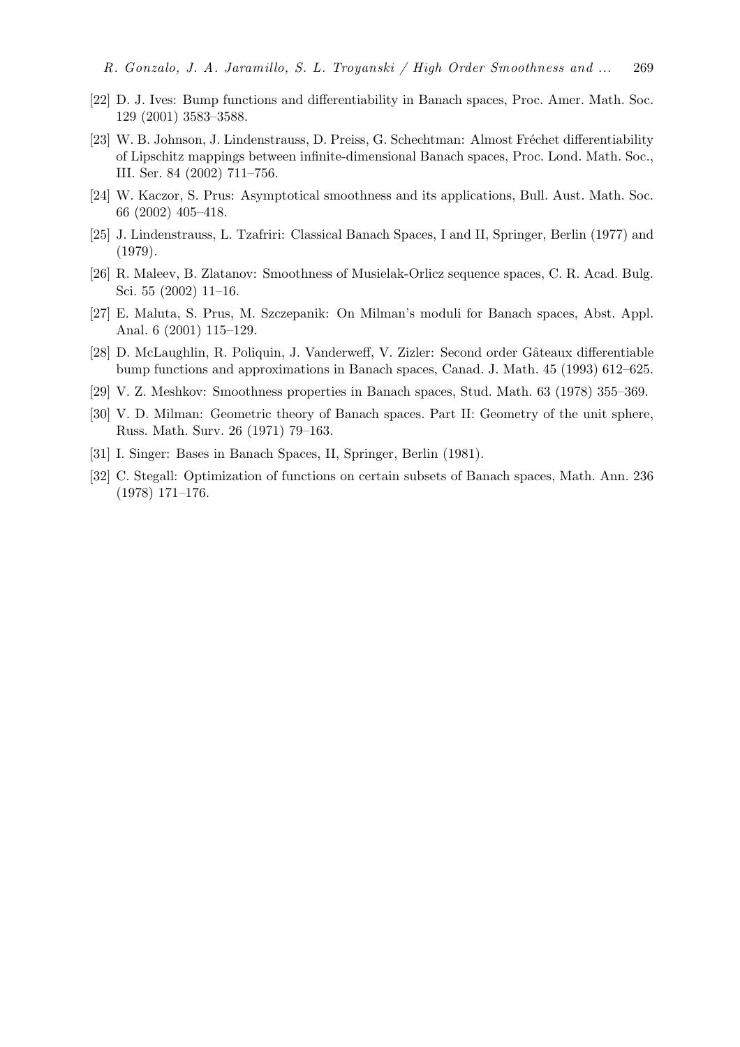[22] D. J. Ives: Bump functions and differentiability in Banach spaces, Proc. Amer. Math. Soc. 129 (2001) 3583–3588.

[23] W. B. Johnson, J. Lindenstrauss, D. Preiss, G. Schechtman: Almost Fréchet differentiability of Lipschitz mappings between infinite-dimensional Banach spaces, Proc. Lond. Math. Soc., III. Ser. 84 (2002) 711–756.

[24] W. Kaczor, S. Prus: Asymptotical smoothness and its applications, Bull. Aust. Math. Soc. 66 (2002) 405–418.

[25] J. Lindenstrauss, L. Tzafriri: Classical Banach Spaces, I and II, Springer, Berlin (1977) and (1979).

[26] R. Maleev, B. Zlatanov: Smoothness of Musielak-Orlicz sequence spaces, C. R. Acad. Bulg. Sci. 55 (2002) 11–16.

[27] E. Maluta, S. Prus, M. Szczepanik: On Milman's moduli for Banach spaces, Abst. Appl. Anal. 6 (2001) 115–129.

[28] D. McLaughlin, R. Poliquin, J. Vanderweff, V. Zizler: Second order Gâteaux differentiable bump functions and approximations in Banach spaces, Canad. J. Math. 45 (1993) 612–625.

[29] V. Z. Meshkov: Smoothness properties in Banach spaces, Stud. Math. 63 (1978) 355–369.

[30] V. D. Milman: Geometric theory of Banach spaces. Part II: Geometry of the unit sphere, Russ. Math. Surv. 26 (1971) 79–163.

[31] I. Singer: Bases in Banach Spaces, II, Springer, Berlin (1981).

[32] C. Stegall: Optimization of functions on certain subsets of Banach spaces, Math. Ann. 236 (1978) 171–176.